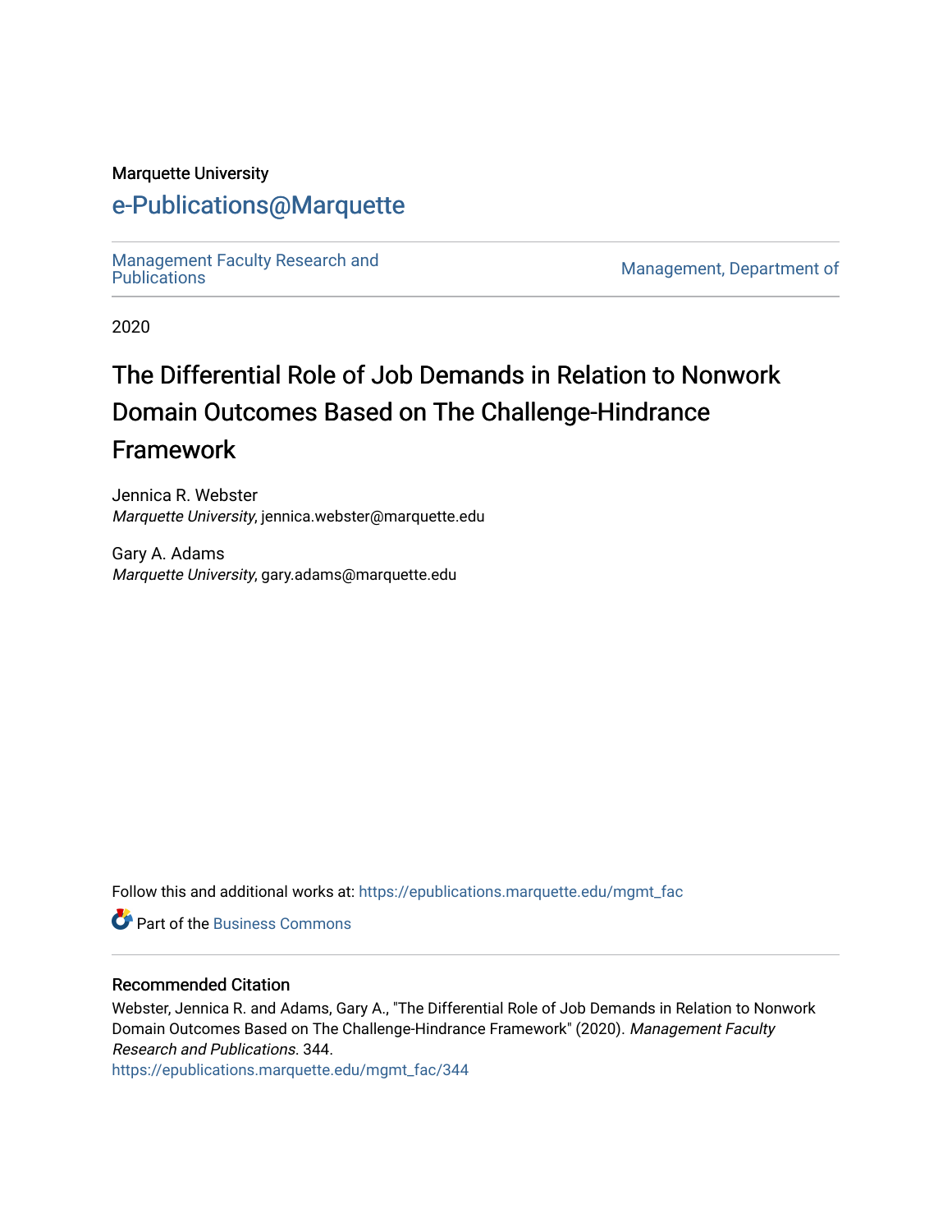Marquette University

# e-Publications@Marquette

Management Faculty Research and Publications

Management, Department of

2020

# The Differential Role of Job Demands in Relation to Nonwork Domain Outcomes Based on The Challenge-Hindrance Framework

Jennica R. Webster
*Marquette University*, jennica.webster@marquette.edu

Gary A. Adams
*Marquette University*, gary.adams@marquette.edu

Follow this and additional works at: https://epublications.marquette.edu/mgmt_fac

Part of the Business Commons

## Recommended Citation

Webster, Jennica R. and Adams, Gary A., "The Differential Role of Job Demands in Relation to Nonwork Domain Outcomes Based on The Challenge-Hindrance Framework" (2020). *Management Faculty Research and Publications*. 344.
https://epublications.marquette.edu/mgmt_fac/344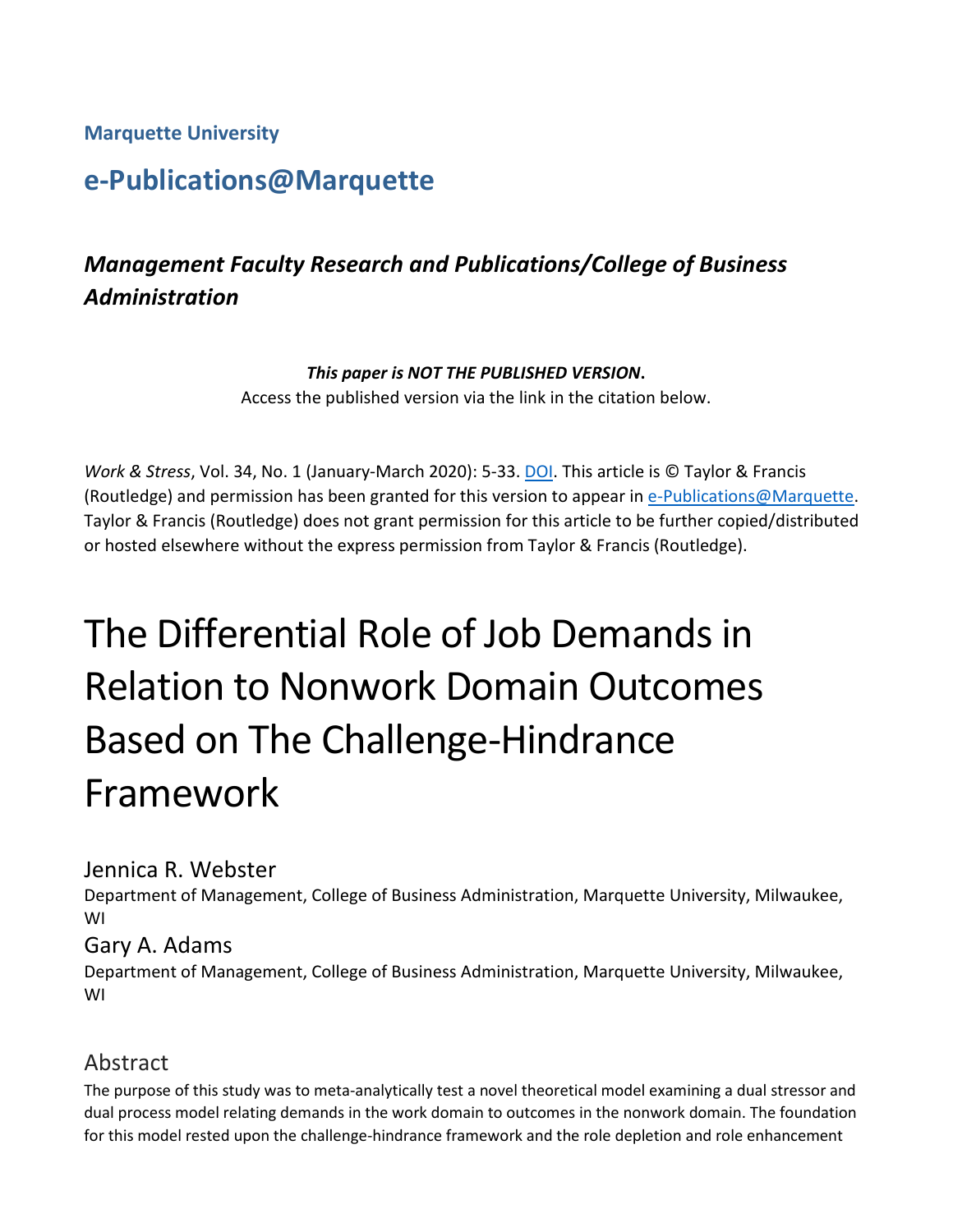**Marquette University**

## e-Publications@Marquette

### *Management Faculty Research and Publications/College of Business Administration*

***This paper is NOT THE PUBLISHED VERSION*.**
Access the published version via the link in the citation below.

*Work & Stress*, Vol. 34, No. 1 (January-March 2020): 5-33. DOI. This article is © Taylor & Francis (Routledge) and permission has been granted for this version to appear in e-Publications@Marquette. Taylor & Francis (Routledge) does not grant permission for this article to be further copied/distributed or hosted elsewhere without the express permission from Taylor & Francis (Routledge).

# The Differential Role of Job Demands in Relation to Nonwork Domain Outcomes Based on The Challenge-Hindrance Framework

Jennica R. Webster
Department of Management, College of Business Administration, Marquette University, Milwaukee, WI

Gary A. Adams
Department of Management, College of Business Administration, Marquette University, Milwaukee, WI

## Abstract

The purpose of this study was to meta-analytically test a novel theoretical model examining a dual stressor and dual process model relating demands in the work domain to outcomes in the nonwork domain. The foundation for this model rested upon the challenge-hindrance framework and the role depletion and role enhancement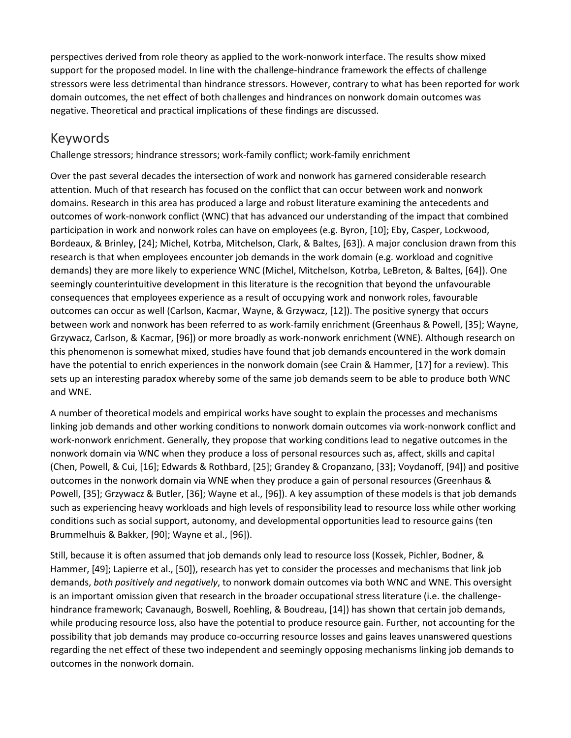perspectives derived from role theory as applied to the work-nonwork interface. The results show mixed support for the proposed model. In line with the challenge-hindrance framework the effects of challenge stressors were less detrimental than hindrance stressors. However, contrary to what has been reported for work domain outcomes, the net effect of both challenges and hindrances on nonwork domain outcomes was negative. Theoretical and practical implications of these findings are discussed.

## Keywords

Challenge stressors; hindrance stressors; work-family conflict; work-family enrichment

Over the past several decades the intersection of work and nonwork has garnered considerable research attention. Much of that research has focused on the conflict that can occur between work and nonwork domains. Research in this area has produced a large and robust literature examining the antecedents and outcomes of work-nonwork conflict (WNC) that has advanced our understanding of the impact that combined participation in work and nonwork roles can have on employees (e.g. Byron, [10]; Eby, Casper, Lockwood, Bordeaux, & Brinley, [24]; Michel, Kotrba, Mitchelson, Clark, & Baltes, [63]). A major conclusion drawn from this research is that when employees encounter job demands in the work domain (e.g. workload and cognitive demands) they are more likely to experience WNC (Michel, Mitchelson, Kotrba, LeBreton, & Baltes, [64]). One seemingly counterintuitive development in this literature is the recognition that beyond the unfavourable consequences that employees experience as a result of occupying work and nonwork roles, favourable outcomes can occur as well (Carlson, Kacmar, Wayne, & Grzywacz, [12]). The positive synergy that occurs between work and nonwork has been referred to as work-family enrichment (Greenhaus & Powell, [35]; Wayne, Grzywacz, Carlson, & Kacmar, [96]) or more broadly as work-nonwork enrichment (WNE). Although research on this phenomenon is somewhat mixed, studies have found that job demands encountered in the work domain have the potential to enrich experiences in the nonwork domain (see Crain & Hammer, [17] for a review). This sets up an interesting paradox whereby some of the same job demands seem to be able to produce both WNC and WNE.

A number of theoretical models and empirical works have sought to explain the processes and mechanisms linking job demands and other working conditions to nonwork domain outcomes via work-nonwork conflict and work-nonwork enrichment. Generally, they propose that working conditions lead to negative outcomes in the nonwork domain via WNC when they produce a loss of personal resources such as, affect, skills and capital (Chen, Powell, & Cui, [16]; Edwards & Rothbard, [25]; Grandey & Cropanzano, [33]; Voydanoff, [94]) and positive outcomes in the nonwork domain via WNE when they produce a gain of personal resources (Greenhaus & Powell, [35]; Grzywacz & Butler, [36]; Wayne et al., [96]). A key assumption of these models is that job demands such as experiencing heavy workloads and high levels of responsibility lead to resource loss while other working conditions such as social support, autonomy, and developmental opportunities lead to resource gains (ten Brummelhuis & Bakker, [90]; Wayne et al., [96]).

Still, because it is often assumed that job demands only lead to resource loss (Kossek, Pichler, Bodner, & Hammer, [49]; Lapierre et al., [50]), research has yet to consider the processes and mechanisms that link job demands, *both positively and negatively*, to nonwork domain outcomes via both WNC and WNE. This oversight is an important omission given that research in the broader occupational stress literature (i.e. the challenge-hindrance framework; Cavanaugh, Boswell, Roehling, & Boudreau, [14]) has shown that certain job demands, while producing resource loss, also have the potential to produce resource gain. Further, not accounting for the possibility that job demands may produce co-occurring resource losses and gains leaves unanswered questions regarding the net effect of these two independent and seemingly opposing mechanisms linking job demands to outcomes in the nonwork domain.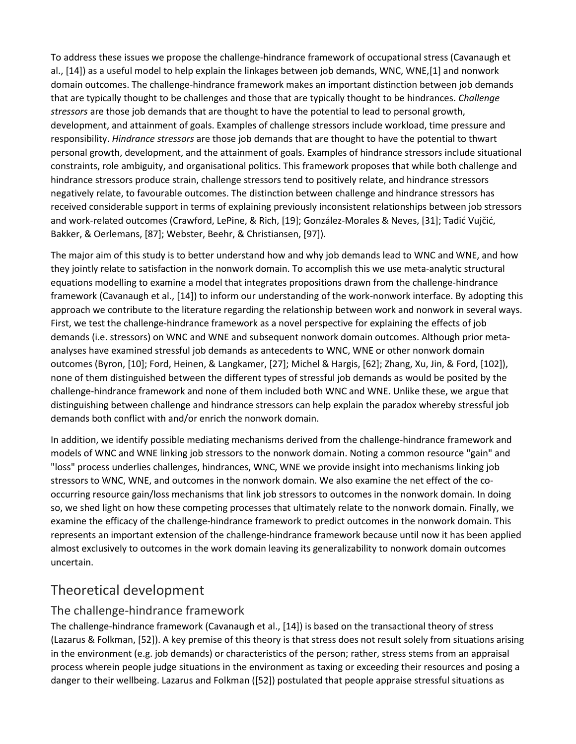To address these issues we propose the challenge-hindrance framework of occupational stress (Cavanaugh et al., [14]) as a useful model to help explain the linkages between job demands, WNC, WNE,[1] and nonwork domain outcomes. The challenge-hindrance framework makes an important distinction between job demands that are typically thought to be challenges and those that are typically thought to be hindrances. *Challenge stressors* are those job demands that are thought to have the potential to lead to personal growth, development, and attainment of goals. Examples of challenge stressors include workload, time pressure and responsibility. *Hindrance stressors* are those job demands that are thought to have the potential to thwart personal growth, development, and the attainment of goals. Examples of hindrance stressors include situational constraints, role ambiguity, and organisational politics. This framework proposes that while both challenge and hindrance stressors produce strain, challenge stressors tend to positively relate, and hindrance stressors negatively relate, to favourable outcomes. The distinction between challenge and hindrance stressors has received considerable support in terms of explaining previously inconsistent relationships between job stressors and work-related outcomes (Crawford, LePine, & Rich, [19]; González-Morales & Neves, [31]; Tadić Vujčić, Bakker, & Oerlemans, [87]; Webster, Beehr, & Christiansen, [97]).

The major aim of this study is to better understand how and why job demands lead to WNC and WNE, and how they jointly relate to satisfaction in the nonwork domain. To accomplish this we use meta-analytic structural equations modelling to examine a model that integrates propositions drawn from the challenge-hindrance framework (Cavanaugh et al., [14]) to inform our understanding of the work-nonwork interface. By adopting this approach we contribute to the literature regarding the relationship between work and nonwork in several ways. First, we test the challenge-hindrance framework as a novel perspective for explaining the effects of job demands (i.e. stressors) on WNC and WNE and subsequent nonwork domain outcomes. Although prior meta-analyses have examined stressful job demands as antecedents to WNC, WNE or other nonwork domain outcomes (Byron, [10]; Ford, Heinen, & Langkamer, [27]; Michel & Hargis, [62]; Zhang, Xu, Jin, & Ford, [102]), none of them distinguished between the different types of stressful job demands as would be posited by the challenge-hindrance framework and none of them included both WNC and WNE. Unlike these, we argue that distinguishing between challenge and hindrance stressors can help explain the paradox whereby stressful job demands both conflict with and/or enrich the nonwork domain.

In addition, we identify possible mediating mechanisms derived from the challenge-hindrance framework and models of WNC and WNE linking job stressors to the nonwork domain. Noting a common resource "gain" and "loss" process underlies challenges, hindrances, WNC, WNE we provide insight into mechanisms linking job stressors to WNC, WNE, and outcomes in the nonwork domain. We also examine the net effect of the co-occurring resource gain/loss mechanisms that link job stressors to outcomes in the nonwork domain. In doing so, we shed light on how these competing processes that ultimately relate to the nonwork domain. Finally, we examine the efficacy of the challenge-hindrance framework to predict outcomes in the nonwork domain. This represents an important extension of the challenge-hindrance framework because until now it has been applied almost exclusively to outcomes in the work domain leaving its generalizability to nonwork domain outcomes uncertain.

# Theoretical development

## The challenge-hindrance framework

The challenge-hindrance framework (Cavanaugh et al., [14]) is based on the transactional theory of stress (Lazarus & Folkman, [52]). A key premise of this theory is that stress does not result solely from situations arising in the environment (e.g. job demands) or characteristics of the person; rather, stress stems from an appraisal process wherein people judge situations in the environment as taxing or exceeding their resources and posing a danger to their wellbeing. Lazarus and Folkman ([52]) postulated that people appraise stressful situations as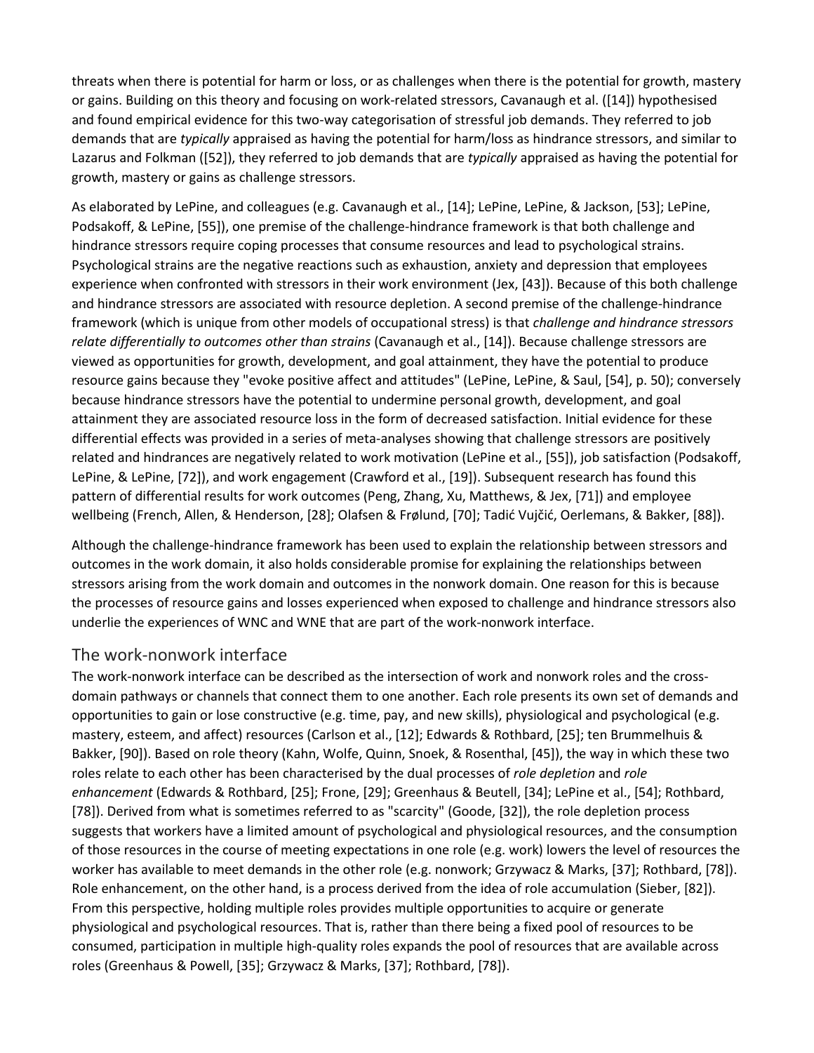threats when there is potential for harm or loss, or as challenges when there is the potential for growth, mastery or gains. Building on this theory and focusing on work-related stressors, Cavanaugh et al. ([14]) hypothesised and found empirical evidence for this two-way categorisation of stressful job demands. They referred to job demands that are *typically* appraised as having the potential for harm/loss as hindrance stressors, and similar to Lazarus and Folkman ([52]), they referred to job demands that are *typically* appraised as having the potential for growth, mastery or gains as challenge stressors.

As elaborated by LePine, and colleagues (e.g. Cavanaugh et al., [14]; LePine, LePine, & Jackson, [53]; LePine, Podsakoff, & LePine, [55]), one premise of the challenge-hindrance framework is that both challenge and hindrance stressors require coping processes that consume resources and lead to psychological strains. Psychological strains are the negative reactions such as exhaustion, anxiety and depression that employees experience when confronted with stressors in their work environment (Jex, [43]). Because of this both challenge and hindrance stressors are associated with resource depletion. A second premise of the challenge-hindrance framework (which is unique from other models of occupational stress) is that *challenge and hindrance stressors relate differentially to outcomes other than strains* (Cavanaugh et al., [14]). Because challenge stressors are viewed as opportunities for growth, development, and goal attainment, they have the potential to produce resource gains because they "evoke positive affect and attitudes" (LePine, LePine, & Saul, [54], p. 50); conversely because hindrance stressors have the potential to undermine personal growth, development, and goal attainment they are associated resource loss in the form of decreased satisfaction. Initial evidence for these differential effects was provided in a series of meta-analyses showing that challenge stressors are positively related and hindrances are negatively related to work motivation (LePine et al., [55]), job satisfaction (Podsakoff, LePine, & LePine, [72]), and work engagement (Crawford et al., [19]). Subsequent research has found this pattern of differential results for work outcomes (Peng, Zhang, Xu, Matthews, & Jex, [71]) and employee wellbeing (French, Allen, & Henderson, [28]; Olafsen & Frølund, [70]; Tadić Vujčić, Oerlemans, & Bakker, [88]).

Although the challenge-hindrance framework has been used to explain the relationship between stressors and outcomes in the work domain, it also holds considerable promise for explaining the relationships between stressors arising from the work domain and outcomes in the nonwork domain. One reason for this is because the processes of resource gains and losses experienced when exposed to challenge and hindrance stressors also underlie the experiences of WNC and WNE that are part of the work-nonwork interface.

## The work-nonwork interface

The work-nonwork interface can be described as the intersection of work and nonwork roles and the cross-domain pathways or channels that connect them to one another. Each role presents its own set of demands and opportunities to gain or lose constructive (e.g. time, pay, and new skills), physiological and psychological (e.g. mastery, esteem, and affect) resources (Carlson et al., [12]; Edwards & Rothbard, [25]; ten Brummelhuis & Bakker, [90]). Based on role theory (Kahn, Wolfe, Quinn, Snoek, & Rosenthal, [45]), the way in which these two roles relate to each other has been characterised by the dual processes of *role depletion* and *role enhancement* (Edwards & Rothbard, [25]; Frone, [29]; Greenhaus & Beutell, [34]; LePine et al., [54]; Rothbard, [78]). Derived from what is sometimes referred to as "scarcity" (Goode, [32]), the role depletion process suggests that workers have a limited amount of psychological and physiological resources, and the consumption of those resources in the course of meeting expectations in one role (e.g. work) lowers the level of resources the worker has available to meet demands in the other role (e.g. nonwork; Grzywacz & Marks, [37]; Rothbard, [78]). Role enhancement, on the other hand, is a process derived from the idea of role accumulation (Sieber, [82]). From this perspective, holding multiple roles provides multiple opportunities to acquire or generate physiological and psychological resources. That is, rather than there being a fixed pool of resources to be consumed, participation in multiple high-quality roles expands the pool of resources that are available across roles (Greenhaus & Powell, [35]; Grzywacz & Marks, [37]; Rothbard, [78]).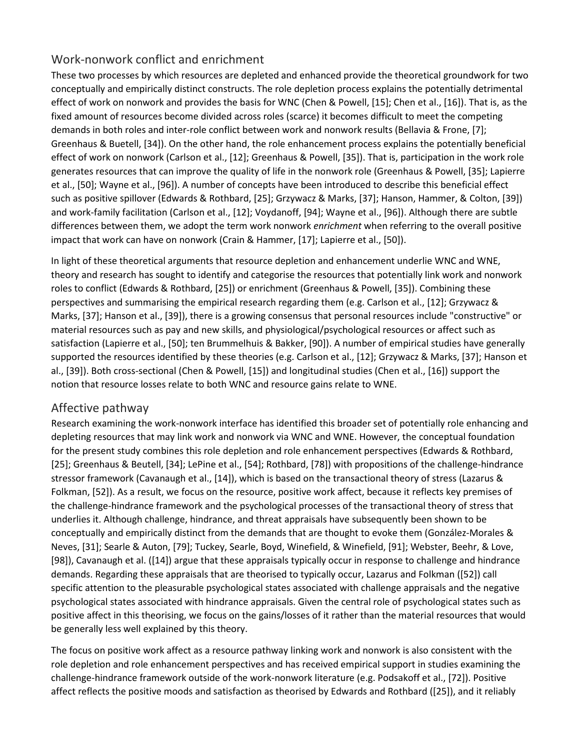## Work-nonwork conflict and enrichment

These two processes by which resources are depleted and enhanced provide the theoretical groundwork for two conceptually and empirically distinct constructs. The role depletion process explains the potentially detrimental effect of work on nonwork and provides the basis for WNC (Chen & Powell, [15]; Chen et al., [16]). That is, as the fixed amount of resources become divided across roles (scarce) it becomes difficult to meet the competing demands in both roles and inter-role conflict between work and nonwork results (Bellavia & Frone, [7]; Greenhaus & Buetell, [34]). On the other hand, the role enhancement process explains the potentially beneficial effect of work on nonwork (Carlson et al., [12]; Greenhaus & Powell, [35]). That is, participation in the work role generates resources that can improve the quality of life in the nonwork role (Greenhaus & Powell, [35]; Lapierre et al., [50]; Wayne et al., [96]). A number of concepts have been introduced to describe this beneficial effect such as positive spillover (Edwards & Rothbard, [25]; Grzywacz & Marks, [37]; Hanson, Hammer, & Colton, [39]) and work-family facilitation (Carlson et al., [12]; Voydanoff, [94]; Wayne et al., [96]). Although there are subtle differences between them, we adopt the term work nonwork *enrichment* when referring to the overall positive impact that work can have on nonwork (Crain & Hammer, [17]; Lapierre et al., [50]).

In light of these theoretical arguments that resource depletion and enhancement underlie WNC and WNE, theory and research has sought to identify and categorise the resources that potentially link work and nonwork roles to conflict (Edwards & Rothbard, [25]) or enrichment (Greenhaus & Powell, [35]). Combining these perspectives and summarising the empirical research regarding them (e.g. Carlson et al., [12]; Grzywacz & Marks, [37]; Hanson et al., [39]), there is a growing consensus that personal resources include "constructive" or material resources such as pay and new skills, and physiological/psychological resources or affect such as satisfaction (Lapierre et al., [50]; ten Brummelhuis & Bakker, [90]). A number of empirical studies have generally supported the resources identified by these theories (e.g. Carlson et al., [12]; Grzywacz & Marks, [37]; Hanson et al., [39]). Both cross-sectional (Chen & Powell, [15]) and longitudinal studies (Chen et al., [16]) support the notion that resource losses relate to both WNC and resource gains relate to WNE.

## Affective pathway

Research examining the work-nonwork interface has identified this broader set of potentially role enhancing and depleting resources that may link work and nonwork via WNC and WNE. However, the conceptual foundation for the present study combines this role depletion and role enhancement perspectives (Edwards & Rothbard, [25]; Greenhaus & Beutell, [34]; LePine et al., [54]; Rothbard, [78]) with propositions of the challenge-hindrance stressor framework (Cavanaugh et al., [14]), which is based on the transactional theory of stress (Lazarus & Folkman, [52]). As a result, we focus on the resource, positive work affect, because it reflects key premises of the challenge-hindrance framework and the psychological processes of the transactional theory of stress that underlies it. Although challenge, hindrance, and threat appraisals have subsequently been shown to be conceptually and empirically distinct from the demands that are thought to evoke them (González-Morales & Neves, [31]; Searle & Auton, [79]; Tuckey, Searle, Boyd, Winefield, & Winefield, [91]; Webster, Beehr, & Love, [98]), Cavanaugh et al. ([14]) argue that these appraisals typically occur in response to challenge and hindrance demands. Regarding these appraisals that are theorised to typically occur, Lazarus and Folkman ([52]) call specific attention to the pleasurable psychological states associated with challenge appraisals and the negative psychological states associated with hindrance appraisals. Given the central role of psychological states such as positive affect in this theorising, we focus on the gains/losses of it rather than the material resources that would be generally less well explained by this theory.

The focus on positive work affect as a resource pathway linking work and nonwork is also consistent with the role depletion and role enhancement perspectives and has received empirical support in studies examining the challenge-hindrance framework outside of the work-nonwork literature (e.g. Podsakoff et al., [72]). Positive affect reflects the positive moods and satisfaction as theorised by Edwards and Rothbard ([25]), and it reliably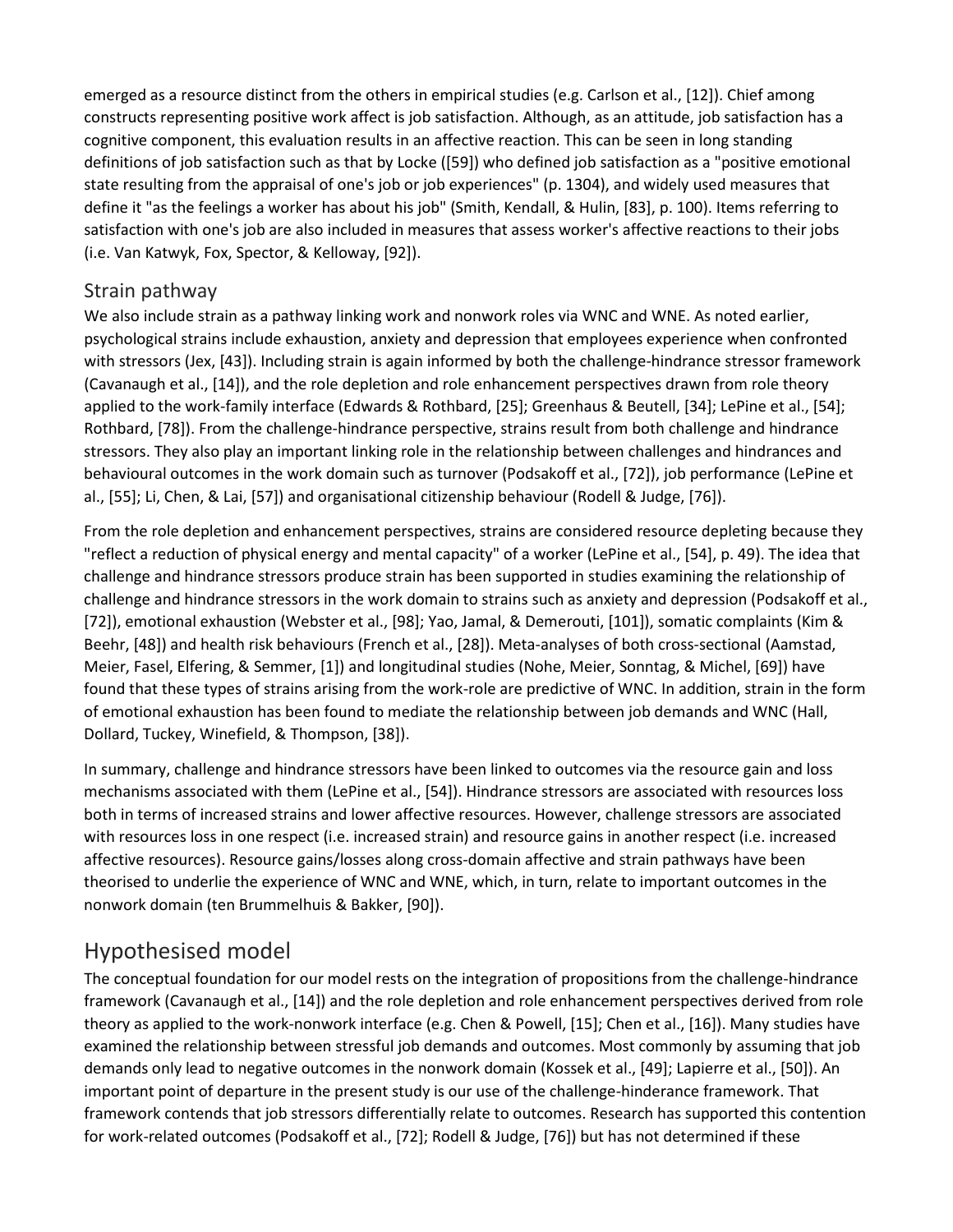emerged as a resource distinct from the others in empirical studies (e.g. Carlson et al., [12]). Chief among constructs representing positive work affect is job satisfaction. Although, as an attitude, job satisfaction has a cognitive component, this evaluation results in an affective reaction. This can be seen in long standing definitions of job satisfaction such as that by Locke ([59]) who defined job satisfaction as a "positive emotional state resulting from the appraisal of one's job or job experiences" (p. 1304), and widely used measures that define it "as the feelings a worker has about his job" (Smith, Kendall, & Hulin, [83], p. 100). Items referring to satisfaction with one's job are also included in measures that assess worker's affective reactions to their jobs (i.e. Van Katwyk, Fox, Spector, & Kelloway, [92]).

### Strain pathway

We also include strain as a pathway linking work and nonwork roles via WNC and WNE. As noted earlier, psychological strains include exhaustion, anxiety and depression that employees experience when confronted with stressors (Jex, [43]). Including strain is again informed by both the challenge-hindrance stressor framework (Cavanaugh et al., [14]), and the role depletion and role enhancement perspectives drawn from role theory applied to the work-family interface (Edwards & Rothbard, [25]; Greenhaus & Beutell, [34]; LePine et al., [54]; Rothbard, [78]). From the challenge-hindrance perspective, strains result from both challenge and hindrance stressors. They also play an important linking role in the relationship between challenges and hindrances and behavioural outcomes in the work domain such as turnover (Podsakoff et al., [72]), job performance (LePine et al., [55]; Li, Chen, & Lai, [57]) and organisational citizenship behaviour (Rodell & Judge, [76]).

From the role depletion and enhancement perspectives, strains are considered resource depleting because they "reflect a reduction of physical energy and mental capacity" of a worker (LePine et al., [54], p. 49). The idea that challenge and hindrance stressors produce strain has been supported in studies examining the relationship of challenge and hindrance stressors in the work domain to strains such as anxiety and depression (Podsakoff et al., [72]), emotional exhaustion (Webster et al., [98]; Yao, Jamal, & Demerouti, [101]), somatic complaints (Kim & Beehr, [48]) and health risk behaviours (French et al., [28]). Meta-analyses of both cross-sectional (Aamstad, Meier, Fasel, Elfering, & Semmer, [1]) and longitudinal studies (Nohe, Meier, Sonntag, & Michel, [69]) have found that these types of strains arising from the work-role are predictive of WNC. In addition, strain in the form of emotional exhaustion has been found to mediate the relationship between job demands and WNC (Hall, Dollard, Tuckey, Winefield, & Thompson, [38]).

In summary, challenge and hindrance stressors have been linked to outcomes via the resource gain and loss mechanisms associated with them (LePine et al., [54]). Hindrance stressors are associated with resources loss both in terms of increased strains and lower affective resources. However, challenge stressors are associated with resources loss in one respect (i.e. increased strain) and resource gains in another respect (i.e. increased affective resources). Resource gains/losses along cross-domain affective and strain pathways have been theorised to underlie the experience of WNC and WNE, which, in turn, relate to important outcomes in the nonwork domain (ten Brummelhuis & Bakker, [90]).

## Hypothesised model

The conceptual foundation for our model rests on the integration of propositions from the challenge-hindrance framework (Cavanaugh et al., [14]) and the role depletion and role enhancement perspectives derived from role theory as applied to the work-nonwork interface (e.g. Chen & Powell, [15]; Chen et al., [16]). Many studies have examined the relationship between stressful job demands and outcomes. Most commonly by assuming that job demands only lead to negative outcomes in the nonwork domain (Kossek et al., [49]; Lapierre et al., [50]). An important point of departure in the present study is our use of the challenge-hinderance framework. That framework contends that job stressors differentially relate to outcomes. Research has supported this contention for work-related outcomes (Podsakoff et al., [72]; Rodell & Judge, [76]) but has not determined if these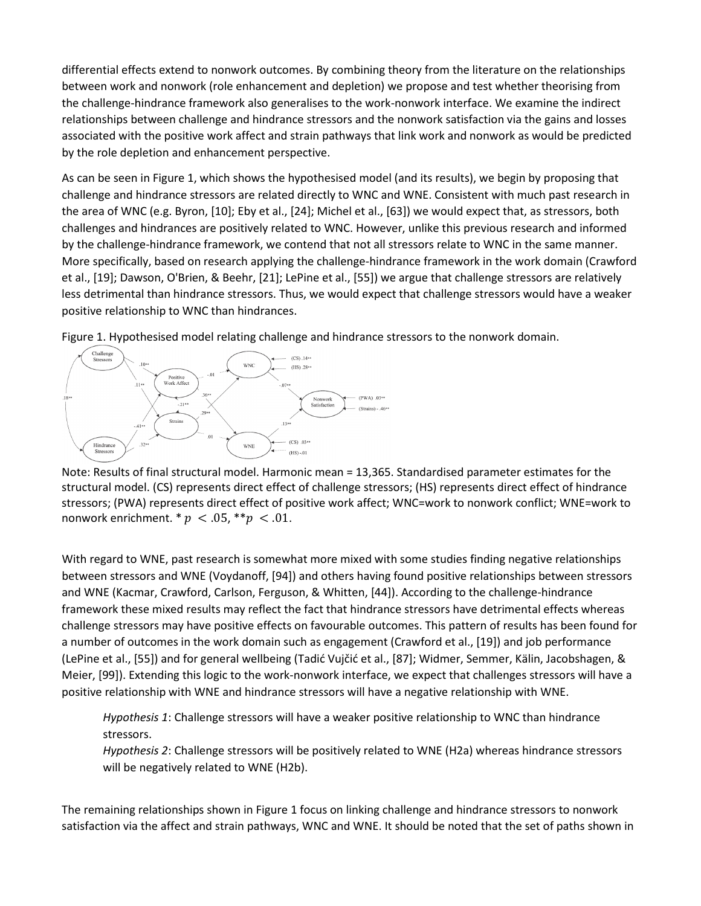differential effects extend to nonwork outcomes. By combining theory from the literature on the relationships between work and nonwork (role enhancement and depletion) we propose and test whether theorising from the challenge-hindrance framework also generalises to the work-nonwork interface. We examine the indirect relationships between challenge and hindrance stressors and the nonwork satisfaction via the gains and losses associated with the positive work affect and strain pathways that link work and nonwork as would be predicted by the role depletion and enhancement perspective.

As can be seen in Figure 1, which shows the hypothesised model (and its results), we begin by proposing that challenge and hindrance stressors are related directly to WNC and WNE. Consistent with much past research in the area of WNC (e.g. Byron, [10]; Eby et al., [24]; Michel et al., [63]) we would expect that, as stressors, both challenges and hindrances are positively related to WNC. However, unlike this previous research and informed by the challenge-hindrance framework, we contend that not all stressors relate to WNC in the same manner. More specifically, based on research applying the challenge-hindrance framework in the work domain (Crawford et al., [19]; Dawson, O'Brien, & Beehr, [21]; LePine et al., [55]) we argue that challenge stressors are relatively less detrimental than hindrance stressors. Thus, we would expect that challenge stressors would have a weaker positive relationship to WNC than hindrances.

Figure 1. Hypothesised model relating challenge and hindrance stressors to the nonwork domain.

Note: Results of final structural model. Harmonic mean = 13,365. Standardised parameter estimates for the structural model. (CS) represents direct effect of challenge stressors; (HS) represents direct effect of hindrance stressors; (PWA) represents direct effect of positive work affect; WNC=work to nonwork conflict; WNE=work to nonwork enrichment. * $p < .05$, ** $p < .01$.

With regard to WNE, past research is somewhat more mixed with some studies finding negative relationships between stressors and WNE (Voydanoff, [94]) and others having found positive relationships between stressors and WNE (Kacmar, Crawford, Carlson, Ferguson, & Whitten, [44]). According to the challenge-hindrance framework these mixed results may reflect the fact that hindrance stressors have detrimental effects whereas challenge stressors may have positive effects on favourable outcomes. This pattern of results has been found for a number of outcomes in the work domain such as engagement (Crawford et al., [19]) and job performance (LePine et al., [55]) and for general wellbeing (Tadić Vujčić et al., [87]; Widmer, Semmer, Kälin, Jacobshagen, & Meier, [99]). Extending this logic to the work-nonwork interface, we expect that challenges stressors will have a positive relationship with WNE and hindrance stressors will have a negative relationship with WNE.

> *Hypothesis 1*: Challenge stressors will have a weaker positive relationship to WNC than hindrance stressors.
>
> *Hypothesis 2*: Challenge stressors will be positively related to WNE (H2a) whereas hindrance stressors will be negatively related to WNE (H2b).

The remaining relationships shown in Figure 1 focus on linking challenge and hindrance stressors to nonwork satisfaction via the affect and strain pathways, WNC and WNE. It should be noted that the set of paths shown in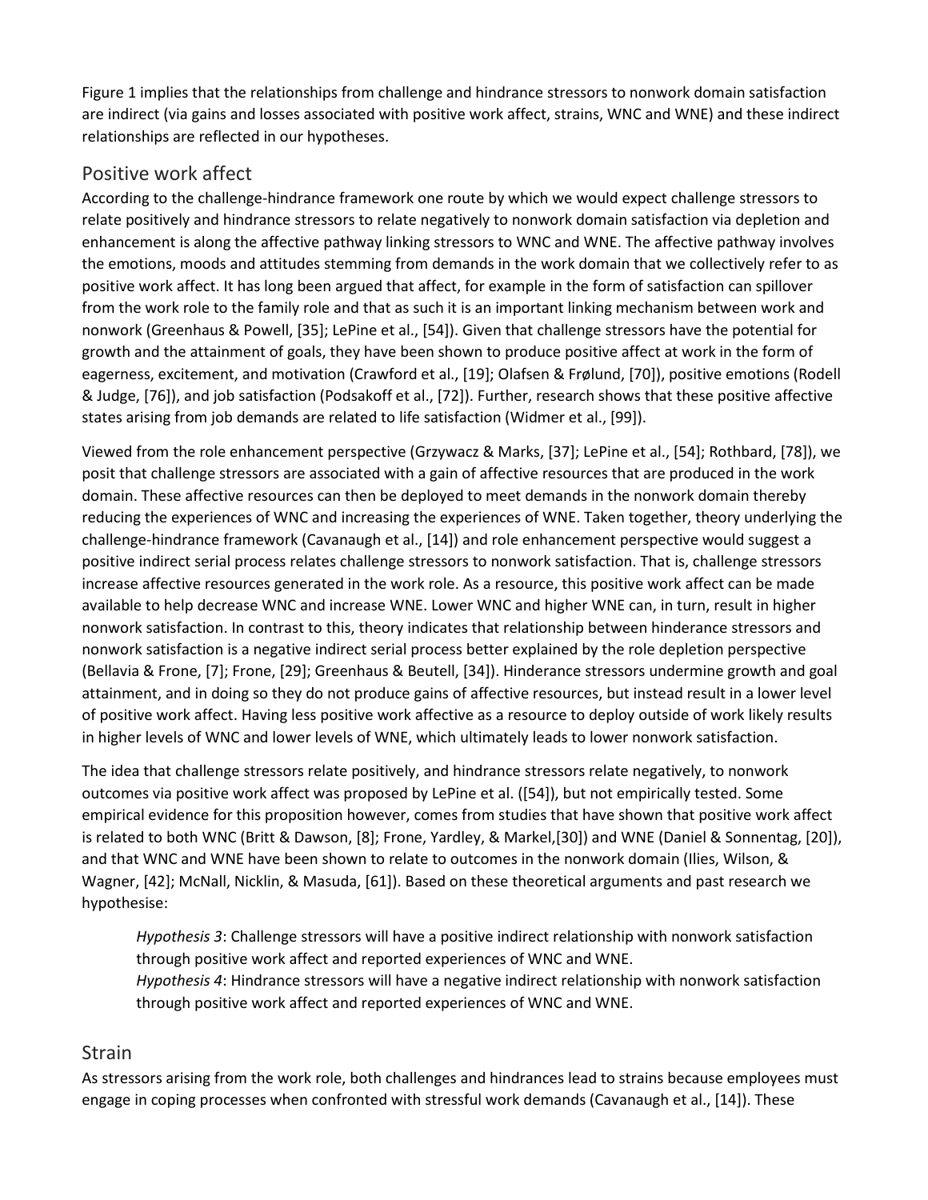Figure 1 implies that the relationships from challenge and hindrance stressors to nonwork domain satisfaction are indirect (via gains and losses associated with positive work affect, strains, WNC and WNE) and these indirect relationships are reflected in our hypotheses.

## Positive work affect

According to the challenge-hindrance framework one route by which we would expect challenge stressors to relate positively and hindrance stressors to relate negatively to nonwork domain satisfaction via depletion and enhancement is along the affective pathway linking stressors to WNC and WNE. The affective pathway involves the emotions, moods and attitudes stemming from demands in the work domain that we collectively refer to as positive work affect. It has long been argued that affect, for example in the form of satisfaction can spillover from the work role to the family role and that as such it is an important linking mechanism between work and nonwork (Greenhaus & Powell, [35]; LePine et al., [54]). Given that challenge stressors have the potential for growth and the attainment of goals, they have been shown to produce positive affect at work in the form of eagerness, excitement, and motivation (Crawford et al., [19]; Olafsen & Frølund, [70]), positive emotions (Rodell & Judge, [76]), and job satisfaction (Podsakoff et al., [72]). Further, research shows that these positive affective states arising from job demands are related to life satisfaction (Widmer et al., [99]).

Viewed from the role enhancement perspective (Grzywacz & Marks, [37]; LePine et al., [54]; Rothbard, [78]), we posit that challenge stressors are associated with a gain of affective resources that are produced in the work domain. These affective resources can then be deployed to meet demands in the nonwork domain thereby reducing the experiences of WNC and increasing the experiences of WNE. Taken together, theory underlying the challenge-hindrance framework (Cavanaugh et al., [14]) and role enhancement perspective would suggest a positive indirect serial process relates challenge stressors to nonwork satisfaction. That is, challenge stressors increase affective resources generated in the work role. As a resource, this positive work affect can be made available to help decrease WNC and increase WNE. Lower WNC and higher WNE can, in turn, result in higher nonwork satisfaction. In contrast to this, theory indicates that relationship between hinderance stressors and nonwork satisfaction is a negative indirect serial process better explained by the role depletion perspective (Bellavia & Frone, [7]; Frone, [29]; Greenhaus & Beutell, [34]). Hinderance stressors undermine growth and goal attainment, and in doing so they do not produce gains of affective resources, but instead result in a lower level of positive work affect. Having less positive work affective as a resource to deploy outside of work likely results in higher levels of WNC and lower levels of WNE, which ultimately leads to lower nonwork satisfaction.

The idea that challenge stressors relate positively, and hindrance stressors relate negatively, to nonwork outcomes via positive work affect was proposed by LePine et al. ([54]), but not empirically tested. Some empirical evidence for this proposition however, comes from studies that have shown that positive work affect is related to both WNC (Britt & Dawson, [8]; Frone, Yardley, & Markel,[30]) and WNE (Daniel & Sonnentag, [20]), and that WNC and WNE have been shown to relate to outcomes in the nonwork domain (Ilies, Wilson, & Wagner, [42]; McNall, Nicklin, & Masuda, [61]). Based on these theoretical arguments and past research we hypothesise:

> *Hypothesis 3*: Challenge stressors will have a positive indirect relationship with nonwork satisfaction through positive work affect and reported experiences of WNC and WNE.
> *Hypothesis 4*: Hindrance stressors will have a negative indirect relationship with nonwork satisfaction through positive work affect and reported experiences of WNC and WNE.

## Strain

As stressors arising from the work role, both challenges and hindrances lead to strains because employees must engage in coping processes when confronted with stressful work demands (Cavanaugh et al., [14]). These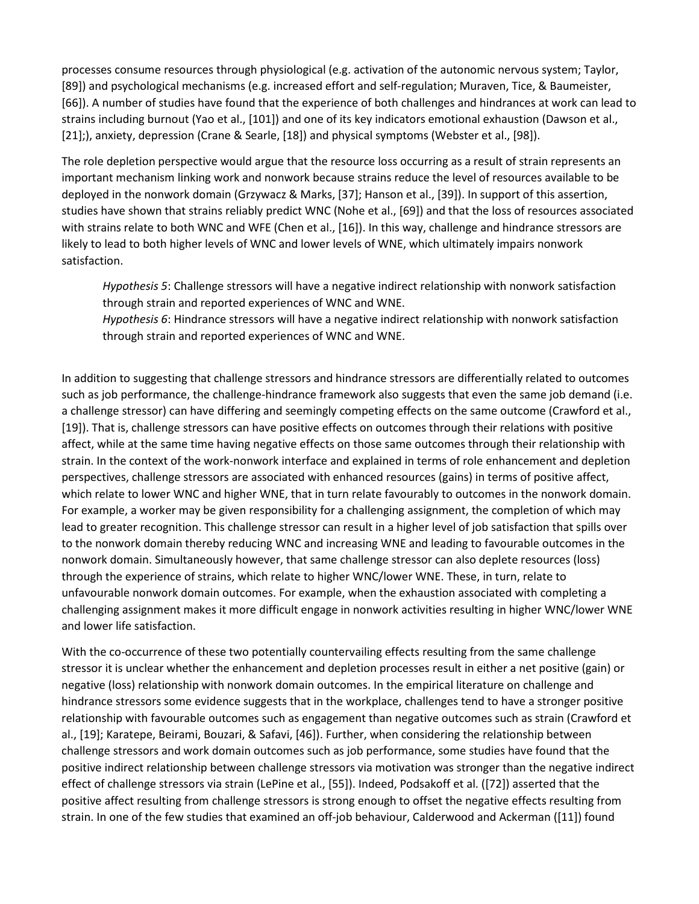processes consume resources through physiological (e.g. activation of the autonomic nervous system; Taylor, [89]) and psychological mechanisms (e.g. increased effort and self-regulation; Muraven, Tice, & Baumeister, [66]). A number of studies have found that the experience of both challenges and hindrances at work can lead to strains including burnout (Yao et al., [101]) and one of its key indicators emotional exhaustion (Dawson et al., [21];), anxiety, depression (Crane & Searle, [18]) and physical symptoms (Webster et al., [98]).

The role depletion perspective would argue that the resource loss occurring as a result of strain represents an important mechanism linking work and nonwork because strains reduce the level of resources available to be deployed in the nonwork domain (Grzywacz & Marks, [37]; Hanson et al., [39]). In support of this assertion, studies have shown that strains reliably predict WNC (Nohe et al., [69]) and that the loss of resources associated with strains relate to both WNC and WFE (Chen et al., [16]). In this way, challenge and hindrance stressors are likely to lead to both higher levels of WNC and lower levels of WNE, which ultimately impairs nonwork satisfaction.

> *Hypothesis 5*: Challenge stressors will have a negative indirect relationship with nonwork satisfaction through strain and reported experiences of WNC and WNE.
> *Hypothesis 6*: Hindrance stressors will have a negative indirect relationship with nonwork satisfaction through strain and reported experiences of WNC and WNE.

In addition to suggesting that challenge stressors and hindrance stressors are differentially related to outcomes such as job performance, the challenge-hindrance framework also suggests that even the same job demand (i.e. a challenge stressor) can have differing and seemingly competing effects on the same outcome (Crawford et al., [19]). That is, challenge stressors can have positive effects on outcomes through their relations with positive affect, while at the same time having negative effects on those same outcomes through their relationship with strain. In the context of the work-nonwork interface and explained in terms of role enhancement and depletion perspectives, challenge stressors are associated with enhanced resources (gains) in terms of positive affect, which relate to lower WNC and higher WNE, that in turn relate favourably to outcomes in the nonwork domain. For example, a worker may be given responsibility for a challenging assignment, the completion of which may lead to greater recognition. This challenge stressor can result in a higher level of job satisfaction that spills over to the nonwork domain thereby reducing WNC and increasing WNE and leading to favourable outcomes in the nonwork domain. Simultaneously however, that same challenge stressor can also deplete resources (loss) through the experience of strains, which relate to higher WNC/lower WNE. These, in turn, relate to unfavourable nonwork domain outcomes. For example, when the exhaustion associated with completing a challenging assignment makes it more difficult engage in nonwork activities resulting in higher WNC/lower WNE and lower life satisfaction.

With the co-occurrence of these two potentially countervailing effects resulting from the same challenge stressor it is unclear whether the enhancement and depletion processes result in either a net positive (gain) or negative (loss) relationship with nonwork domain outcomes. In the empirical literature on challenge and hindrance stressors some evidence suggests that in the workplace, challenges tend to have a stronger positive relationship with favourable outcomes such as engagement than negative outcomes such as strain (Crawford et al., [19]; Karatepe, Beirami, Bouzari, & Safavi, [46]). Further, when considering the relationship between challenge stressors and work domain outcomes such as job performance, some studies have found that the positive indirect relationship between challenge stressors via motivation was stronger than the negative indirect effect of challenge stressors via strain (LePine et al., [55]). Indeed, Podsakoff et al. ([72]) asserted that the positive affect resulting from challenge stressors is strong enough to offset the negative effects resulting from strain. In one of the few studies that examined an off-job behaviour, Calderwood and Ackerman ([11]) found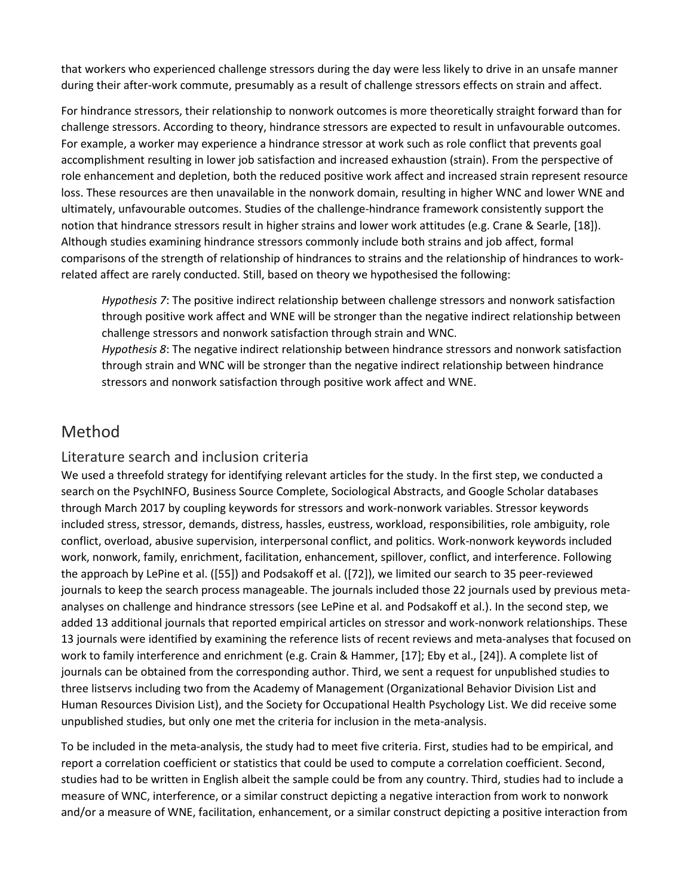that workers who experienced challenge stressors during the day were less likely to drive in an unsafe manner during their after-work commute, presumably as a result of challenge stressors effects on strain and affect.

For hindrance stressors, their relationship to nonwork outcomes is more theoretically straight forward than for challenge stressors. According to theory, hindrance stressors are expected to result in unfavourable outcomes. For example, a worker may experience a hindrance stressor at work such as role conflict that prevents goal accomplishment resulting in lower job satisfaction and increased exhaustion (strain). From the perspective of role enhancement and depletion, both the reduced positive work affect and increased strain represent resource loss. These resources are then unavailable in the nonwork domain, resulting in higher WNC and lower WNE and ultimately, unfavourable outcomes. Studies of the challenge-hindrance framework consistently support the notion that hindrance stressors result in higher strains and lower work attitudes (e.g. Crane & Searle, [18]). Although studies examining hindrance stressors commonly include both strains and job affect, formal comparisons of the strength of relationship of hindrances to strains and the relationship of hindrances to work-related affect are rarely conducted. Still, based on theory we hypothesised the following:

> *Hypothesis 7*: The positive indirect relationship between challenge stressors and nonwork satisfaction through positive work affect and WNE will be stronger than the negative indirect relationship between challenge stressors and nonwork satisfaction through strain and WNC.
> *Hypothesis 8*: The negative indirect relationship between hindrance stressors and nonwork satisfaction through strain and WNC will be stronger than the negative indirect relationship between hindrance stressors and nonwork satisfaction through positive work affect and WNE.

## Method

### Literature search and inclusion criteria

We used a threefold strategy for identifying relevant articles for the study. In the first step, we conducted a search on the PsychINFO, Business Source Complete, Sociological Abstracts, and Google Scholar databases through March 2017 by coupling keywords for stressors and work-nonwork variables. Stressor keywords included stress, stressor, demands, distress, hassles, eustress, workload, responsibilities, role ambiguity, role conflict, overload, abusive supervision, interpersonal conflict, and politics. Work-nonwork keywords included work, nonwork, family, enrichment, facilitation, enhancement, spillover, conflict, and interference. Following the approach by LePine et al. ([55]) and Podsakoff et al. ([72]), we limited our search to 35 peer-reviewed journals to keep the search process manageable. The journals included those 22 journals used by previous meta-analyses on challenge and hindrance stressors (see LePine et al. and Podsakoff et al.). In the second step, we added 13 additional journals that reported empirical articles on stressor and work-nonwork relationships. These 13 journals were identified by examining the reference lists of recent reviews and meta-analyses that focused on work to family interference and enrichment (e.g. Crain & Hammer, [17]; Eby et al., [24]). A complete list of journals can be obtained from the corresponding author. Third, we sent a request for unpublished studies to three listservs including two from the Academy of Management (Organizational Behavior Division List and Human Resources Division List), and the Society for Occupational Health Psychology List. We did receive some unpublished studies, but only one met the criteria for inclusion in the meta-analysis.

To be included in the meta-analysis, the study had to meet five criteria. First, studies had to be empirical, and report a correlation coefficient or statistics that could be used to compute a correlation coefficient. Second, studies had to be written in English albeit the sample could be from any country. Third, studies had to include a measure of WNC, interference, or a similar construct depicting a negative interaction from work to nonwork and/or a measure of WNE, facilitation, enhancement, or a similar construct depicting a positive interaction from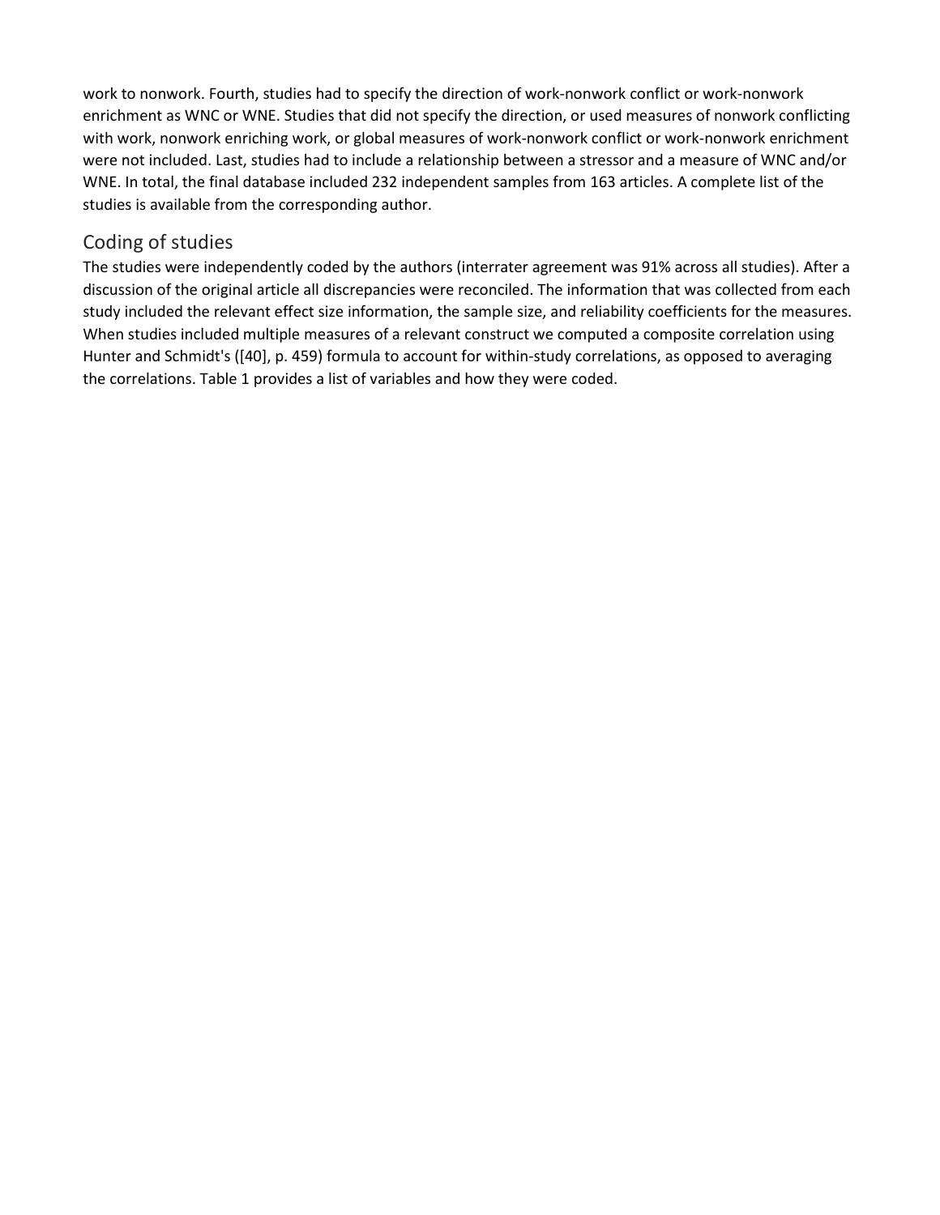work to nonwork. Fourth, studies had to specify the direction of work-nonwork conflict or work-nonwork enrichment as WNC or WNE. Studies that did not specify the direction, or used measures of nonwork conflicting with work, nonwork enriching work, or global measures of work-nonwork conflict or work-nonwork enrichment were not included. Last, studies had to include a relationship between a stressor and a measure of WNC and/or WNE. In total, the final database included 232 independent samples from 163 articles. A complete list of the studies is available from the corresponding author.

## Coding of studies

The studies were independently coded by the authors (interrater agreement was 91% across all studies). After a discussion of the original article all discrepancies were reconciled. The information that was collected from each study included the relevant effect size information, the sample size, and reliability coefficients for the measures. When studies included multiple measures of a relevant construct we computed a composite correlation using Hunter and Schmidt's ([40], p. 459) formula to account for within-study correlations, as opposed to averaging the correlations. Table 1 provides a list of variables and how they were coded.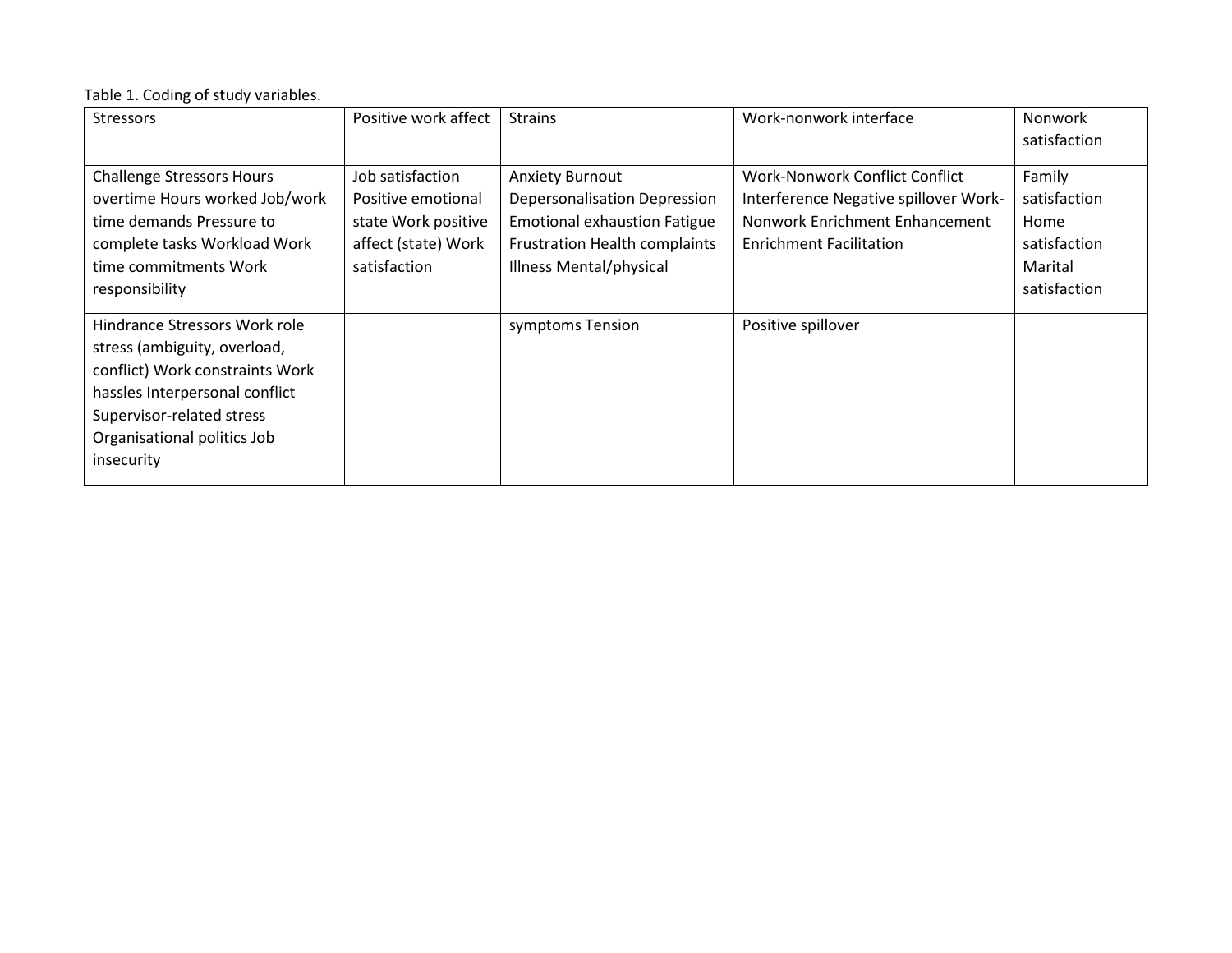Table 1. Coding of study variables.

| Stressors | Positive work affect | Strains | Work-nonwork interface | Nonwork satisfaction |
| --- | --- | --- | --- | --- |
| Challenge Stressors Hours overtime Hours worked Job/work time demands Pressure to complete tasks Workload Work time commitments Work responsibility | Job satisfaction Positive emotional state Work positive affect (state) Work satisfaction | Anxiety Burnout Depersonalisation Depression Emotional exhaustion Fatigue Frustration Health complaints Illness Mental/physical | Work-Nonwork Conflict Conflict Interference Negative spillover Work-Nonwork Enrichment Enhancement Enrichment Facilitation | Family satisfaction Home satisfaction Marital satisfaction |
| Hindrance Stressors Work role stress (ambiguity, overload, conflict) Work constraints Work hassles Interpersonal conflict Supervisor-related stress Organisational politics Job insecurity | | symptoms Tension | Positive spillover | |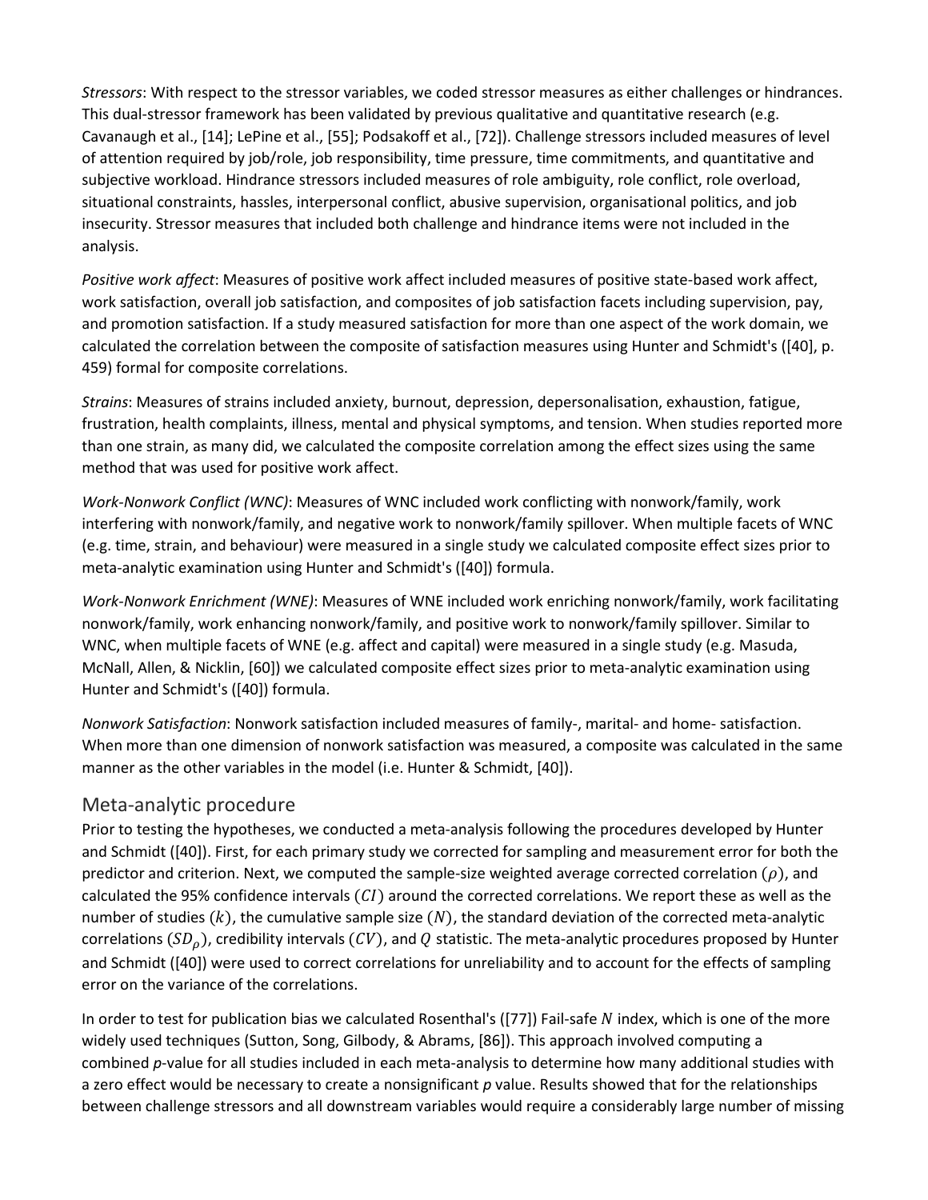*Stressors*: With respect to the stressor variables, we coded stressor measures as either challenges or hindrances. This dual-stressor framework has been validated by previous qualitative and quantitative research (e.g. Cavanaugh et al., [14]; LePine et al., [55]; Podsakoff et al., [72]). Challenge stressors included measures of level of attention required by job/role, job responsibility, time pressure, time commitments, and quantitative and subjective workload. Hindrance stressors included measures of role ambiguity, role conflict, role overload, situational constraints, hassles, interpersonal conflict, abusive supervision, organisational politics, and job insecurity. Stressor measures that included both challenge and hindrance items were not included in the analysis.

*Positive work affect*: Measures of positive work affect included measures of positive state-based work affect, work satisfaction, overall job satisfaction, and composites of job satisfaction facets including supervision, pay, and promotion satisfaction. If a study measured satisfaction for more than one aspect of the work domain, we calculated the correlation between the composite of satisfaction measures using Hunter and Schmidt's ([40], p. 459) formal for composite correlations.

*Strains*: Measures of strains included anxiety, burnout, depression, depersonalisation, exhaustion, fatigue, frustration, health complaints, illness, mental and physical symptoms, and tension. When studies reported more than one strain, as many did, we calculated the composite correlation among the effect sizes using the same method that was used for positive work affect.

*Work-Nonwork Conflict (WNC)*: Measures of WNC included work conflicting with nonwork/family, work interfering with nonwork/family, and negative work to nonwork/family spillover. When multiple facets of WNC (e.g. time, strain, and behaviour) were measured in a single study we calculated composite effect sizes prior to meta-analytic examination using Hunter and Schmidt's ([40]) formula.

*Work-Nonwork Enrichment (WNE)*: Measures of WNE included work enriching nonwork/family, work facilitating nonwork/family, work enhancing nonwork/family, and positive work to nonwork/family spillover. Similar to WNC, when multiple facets of WNE (e.g. affect and capital) were measured in a single study (e.g. Masuda, McNall, Allen, & Nicklin, [60]) we calculated composite effect sizes prior to meta-analytic examination using Hunter and Schmidt's ([40]) formula.

*Nonwork Satisfaction*: Nonwork satisfaction included measures of family-, marital- and home- satisfaction. When more than one dimension of nonwork satisfaction was measured, a composite was calculated in the same manner as the other variables in the model (i.e. Hunter & Schmidt, [40]).

## Meta-analytic procedure

Prior to testing the hypotheses, we conducted a meta-analysis following the procedures developed by Hunter and Schmidt ([40]). First, for each primary study we corrected for sampling and measurement error for both the predictor and criterion. Next, we computed the sample-size weighted average corrected correlation ($\rho$), and calculated the 95% confidence intervals ($CI$) around the corrected correlations. We report these as well as the number of studies ($k$), the cumulative sample size ($N$), the standard deviation of the corrected meta-analytic correlations ($SD_{\rho}$), credibility intervals ($CV$), and $Q$ statistic. The meta-analytic procedures proposed by Hunter and Schmidt ([40]) were used to correct correlations for unreliability and to account for the effects of sampling error on the variance of the correlations.

In order to test for publication bias we calculated Rosenthal's ([77]) Fail-safe $N$ index, which is one of the more widely used techniques (Sutton, Song, Gilbody, & Abrams, [86]). This approach involved computing a combined *p*-value for all studies included in each meta-analysis to determine how many additional studies with a zero effect would be necessary to create a nonsignificant *p* value. Results showed that for the relationships between challenge stressors and all downstream variables would require a considerably large number of missing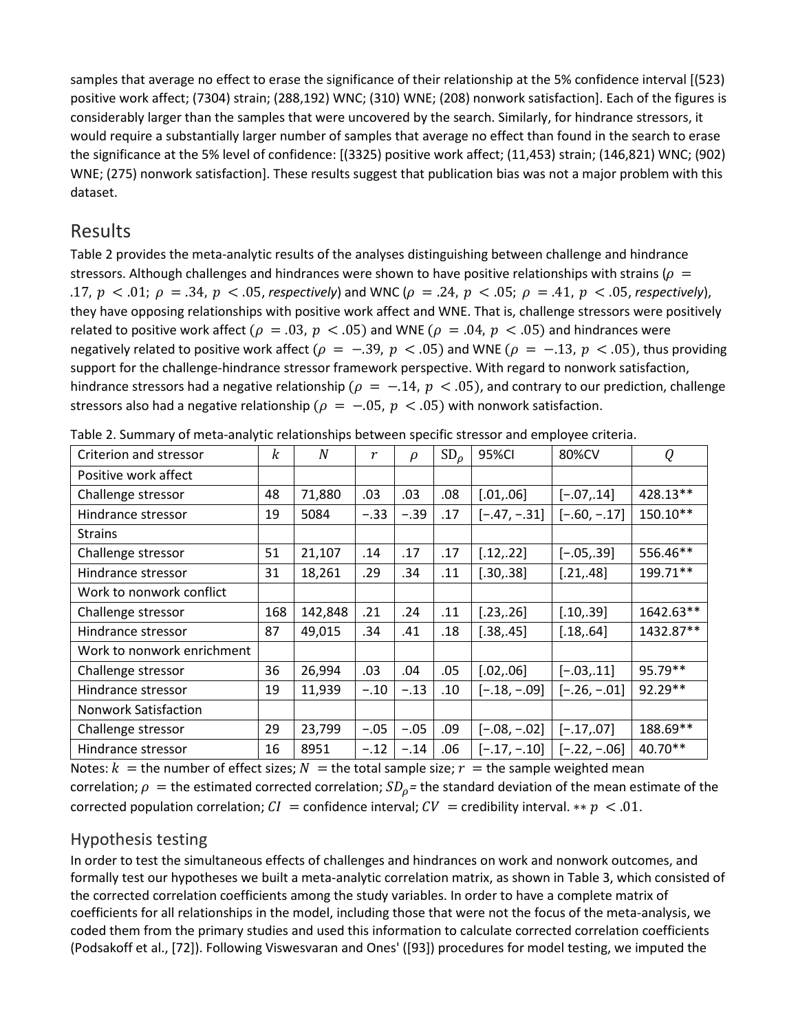samples that average no effect to erase the significance of their relationship at the 5% confidence interval [(523) positive work affect; (7304) strain; (288,192) WNC; (310) WNE; (208) nonwork satisfaction]. Each of the figures is considerably larger than the samples that were uncovered by the search. Similarly, for hindrance stressors, it would require a substantially larger number of samples that average no effect than found in the search to erase the significance at the 5% level of confidence: [(3325) positive work affect; (11,453) strain; (146,821) WNC; (902) WNE; (275) nonwork satisfaction]. These results suggest that publication bias was not a major problem with this dataset.

## Results

Table 2 provides the meta-analytic results of the analyses distinguishing between challenge and hindrance stressors. Although challenges and hindrances were shown to have positive relationships with strains ($\rho = .17$, $p < .01$; $\rho = .34$, $p < .05$, *respectively*) and WNC ($\rho = .24$, $p < .05$; $\rho = .41$, $p < .05$, *respectively*), they have opposing relationships with positive work affect and WNE. That is, challenge stressors were positively related to positive work affect ($\rho = .03$, $p < .05$) and WNE ($\rho = .04$, $p < .05$) and hindrances were negatively related to positive work affect ($\rho = -.39$, $p < .05$) and WNE ($\rho = -.13$, $p < .05$), thus providing support for the challenge-hindrance stressor framework perspective. With regard to nonwork satisfaction, hindrance stressors had a negative relationship ($\rho = -.14$, $p < .05$), and contrary to our prediction, challenge stressors also had a negative relationship ($\rho = -.05$, $p < .05$) with nonwork satisfaction.

Table 2. Summary of meta-analytic relationships between specific stressor and employee criteria.

| Criterion and stressor | $k$ | $N$ | $r$ | $\rho$ | $SD_\rho$ | 95%CI | 80%CV | $Q$ |
|---|---|---|---|---|---|---|---|---|
| Positive work affect | | | | | | | | |
| Challenge stressor | 48 | 71,880 | .03 | .03 | .08 | [.01,.06] | [−.07,.14] | 428.13** |
| Hindrance stressor | 19 | 5084 | −.33 | −.39 | .17 | [−.47, −.31] | [−.60, −.17] | 150.10** |
| Strains | | | | | | | | |
| Challenge stressor | 51 | 21,107 | .14 | .17 | .17 | [.12,.22] | [−.05,.39] | 556.46** |
| Hindrance stressor | 31 | 18,261 | .29 | .34 | .11 | [.30,.38] | [.21,.48] | 199.71** |
| Work to nonwork conflict | | | | | | | | |
| Challenge stressor | 168 | 142,848 | .21 | .24 | .11 | [.23,.26] | [.10,.39] | 1642.63** |
| Hindrance stressor | 87 | 49,015 | .34 | .41 | .18 | [.38,.45] | [.18,.64] | 1432.87** |
| Work to nonwork enrichment | | | | | | | | |
| Challenge stressor | 36 | 26,994 | .03 | .04 | .05 | [.02,.06] | [−.03,.11] | 95.79** |
| Hindrance stressor | 19 | 11,939 | −.10 | −.13 | .10 | [−.18, −.09] | [−.26, −.01] | 92.29** |
| Nonwork Satisfaction | | | | | | | | |
| Challenge stressor | 29 | 23,799 | −.05 | −.05 | .09 | [−.08, −.02] | [−.17,.07] | 188.69** |
| Hindrance stressor | 16 | 8951 | −.12 | −.14 | .06 | [−.17, −.10] | [−.22, −.06] | 40.70** |

Notes: $k$ = the number of effect sizes; $N$ = the total sample size; $r$ = the sample weighted mean correlation; $\rho$ = the estimated corrected correlation; $SD_\rho$ = the standard deviation of the mean estimate of the corrected population correlation; $CI$ = confidence interval; $CV$ = credibility interval. ** $p < .01$.

### Hypothesis testing

In order to test the simultaneous effects of challenges and hindrances on work and nonwork outcomes, and formally test our hypotheses we built a meta-analytic correlation matrix, as shown in Table 3, which consisted of the corrected correlation coefficients among the study variables. In order to have a complete matrix of coefficients for all relationships in the model, including those that were not the focus of the meta-analysis, we coded them from the primary studies and used this information to calculate corrected correlation coefficients (Podsakoff et al., [72]). Following Viswesvaran and Ones' ([93]) procedures for model testing, we imputed the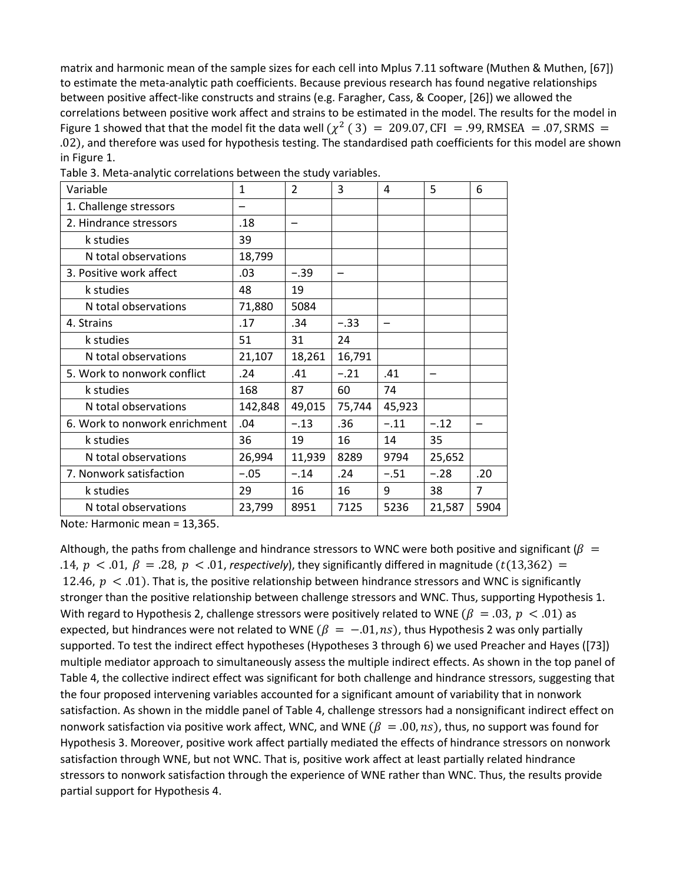matrix and harmonic mean of the sample sizes for each cell into Mplus 7.11 software (Muthen & Muthen, [67]) to estimate the meta-analytic path coefficients. Because previous research has found negative relationships between positive affect-like constructs and strains (e.g. Faragher, Cass, & Cooper, [26]) we allowed the correlations between positive work affect and strains to be estimated in the model. The results for the model in Figure 1 showed that that the model fit the data well ($\chi^2\ (3)\ =\ 209.07, \mathrm{CFI}\ = .99, \mathrm{RMSEA}\ = .07, \mathrm{SRMS}\ = .02$), and therefore was used for hypothesis testing. The standardised path coefficients for this model are shown in Figure 1.

Table 3. Meta-analytic correlations between the study variables.

| Variable | 1 | 2 | 3 | 4 | 5 | 6 |
|---|---|---|---|---|---|---|
| 1. Challenge stressors | – | | | | | |
| 2. Hindrance stressors | .18 | – | | | | |
| k studies | 39 | | | | | |
| N total observations | 18,799 | | | | | |
| 3. Positive work affect | .03 | −.39 | – | | | |
| k studies | 48 | 19 | | | | |
| N total observations | 71,880 | 5084 | | | | |
| 4. Strains | .17 | .34 | −.33 | – | | |
| k studies | 51 | 31 | 24 | | | |
| N total observations | 21,107 | 18,261 | 16,791 | | | |
| 5. Work to nonwork conflict | .24 | .41 | −.21 | .41 | – | |
| k studies | 168 | 87 | 60 | 74 | | |
| N total observations | 142,848 | 49,015 | 75,744 | 45,923 | | |
| 6. Work to nonwork enrichment | .04 | −.13 | .36 | −.11 | −.12 | – |
| k studies | 36 | 19 | 16 | 14 | 35 | |
| N total observations | 26,994 | 11,939 | 8289 | 9794 | 25,652 | |
| 7. Nonwork satisfaction | −.05 | −.14 | .24 | −.51 | −.28 | .20 |
| k studies | 29 | 16 | 16 | 9 | 38 | 7 |
| N total observations | 23,799 | 8951 | 7125 | 5236 | 21,587 | 5904 |

Note*:* Harmonic mean = 13,365.

Although, the paths from challenge and hindrance stressors to WNC were both positive and significant ($\beta\ = .14,\ p\ < .01,\ \beta\ = .28,\ p\ < .01$, *respectively*), they significantly differed in magnitude ($t(13{,}362)\ =\ 12.46,\ p\ < .01$). That is, the positive relationship between hindrance stressors and WNC is significantly stronger than the positive relationship between challenge stressors and WNC. Thus, supporting Hypothesis 1. With regard to Hypothesis 2, challenge stressors were positively related to WNE ($\beta\ = .03,\ p\ < .01$) as expected, but hindrances were not related to WNE ($\beta\ =\ -.01, ns$), thus Hypothesis 2 was only partially supported. To test the indirect effect hypotheses (Hypotheses 3 through 6) we used Preacher and Hayes ([73]) multiple mediator approach to simultaneously assess the multiple indirect effects. As shown in the top panel of Table 4, the collective indirect effect was significant for both challenge and hindrance stressors, suggesting that the four proposed intervening variables accounted for a significant amount of variability that in nonwork satisfaction. As shown in the middle panel of Table 4, challenge stressors had a nonsignificant indirect effect on nonwork satisfaction via positive work affect, WNC, and WNE ($\beta\ = .00, ns$), thus, no support was found for Hypothesis 3. Moreover, positive work affect partially mediated the effects of hindrance stressors on nonwork satisfaction through WNE, but not WNC. That is, positive work affect at least partially related hindrance stressors to nonwork satisfaction through the experience of WNE rather than WNC. Thus, the results provide partial support for Hypothesis 4.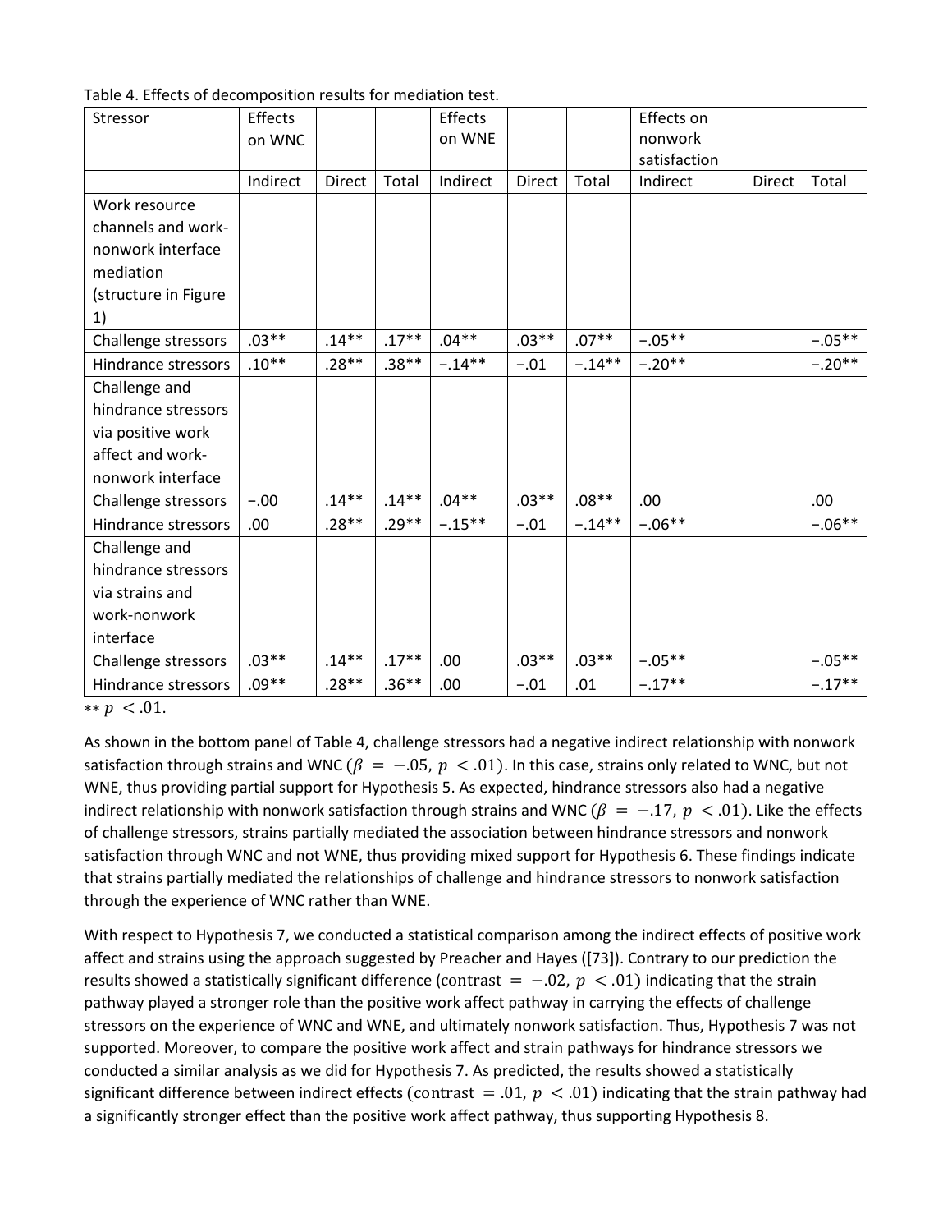Table 4. Effects of decomposition results for mediation test.

| Stressor | Effects on WNC | | | Effects on WNE | | | Effects on nonwork satisfaction | | |
|---|---|---|---|---|---|---|---|---|---|
| | Indirect | Direct | Total | Indirect | Direct | Total | Indirect | Direct | Total |
| Work resource channels and work-nonwork interface mediation (structure in Figure 1) | | | | | | | | | |
| Challenge stressors | .03** | .14** | .17** | .04** | .03** | .07** | −.05** | | −.05** |
| Hindrance stressors | .10** | .28** | .38** | −.14** | −.01 | −.14** | −.20** | | −.20** |
| Challenge and hindrance stressors via positive work affect and work-nonwork interface | | | | | | | | | |
| Challenge stressors | −.00 | .14** | .14** | .04** | .03** | .08** | .00 | | .00 |
| Hindrance stressors | .00 | .28** | .29** | −.15** | −.01 | −.14** | −.06** | | −.06** |
| Challenge and hindrance stressors via strains and work-nonwork interface | | | | | | | | | |
| Challenge stressors | .03** | .14** | .17** | .00 | .03** | .03** | −.05** | | −.05** |
| Hindrance stressors | .09** | .28** | .36** | .00 | −.01 | .01 | −.17** | | −.17** |

** $p < .01$.

As shown in the bottom panel of Table 4, challenge stressors had a negative indirect relationship with nonwork satisfaction through strains and WNC ($\beta = -.05$, $p < .01$). In this case, strains only related to WNC, but not WNE, thus providing partial support for Hypothesis 5. As expected, hindrance stressors also had a negative indirect relationship with nonwork satisfaction through strains and WNC ($\beta = -.17$, $p < .01$). Like the effects of challenge stressors, strains partially mediated the association between hindrance stressors and nonwork satisfaction through WNC and not WNE, thus providing mixed support for Hypothesis 6. These findings indicate that strains partially mediated the relationships of challenge and hindrance stressors to nonwork satisfaction through the experience of WNC rather than WNE.

With respect to Hypothesis 7, we conducted a statistical comparison among the indirect effects of positive work affect and strains using the approach suggested by Preacher and Hayes ([73]). Contrary to our prediction the results showed a statistically significant difference ($\text{contrast} = -.02$, $p < .01$) indicating that the strain pathway played a stronger role than the positive work affect pathway in carrying the effects of challenge stressors on the experience of WNC and WNE, and ultimately nonwork satisfaction. Thus, Hypothesis 7 was not supported. Moreover, to compare the positive work affect and strain pathways for hindrance stressors we conducted a similar analysis as we did for Hypothesis 7. As predicted, the results showed a statistically significant difference between indirect effects ($\text{contrast} = .01$, $p < .01$) indicating that the strain pathway had a significantly stronger effect than the positive work affect pathway, thus supporting Hypothesis 8.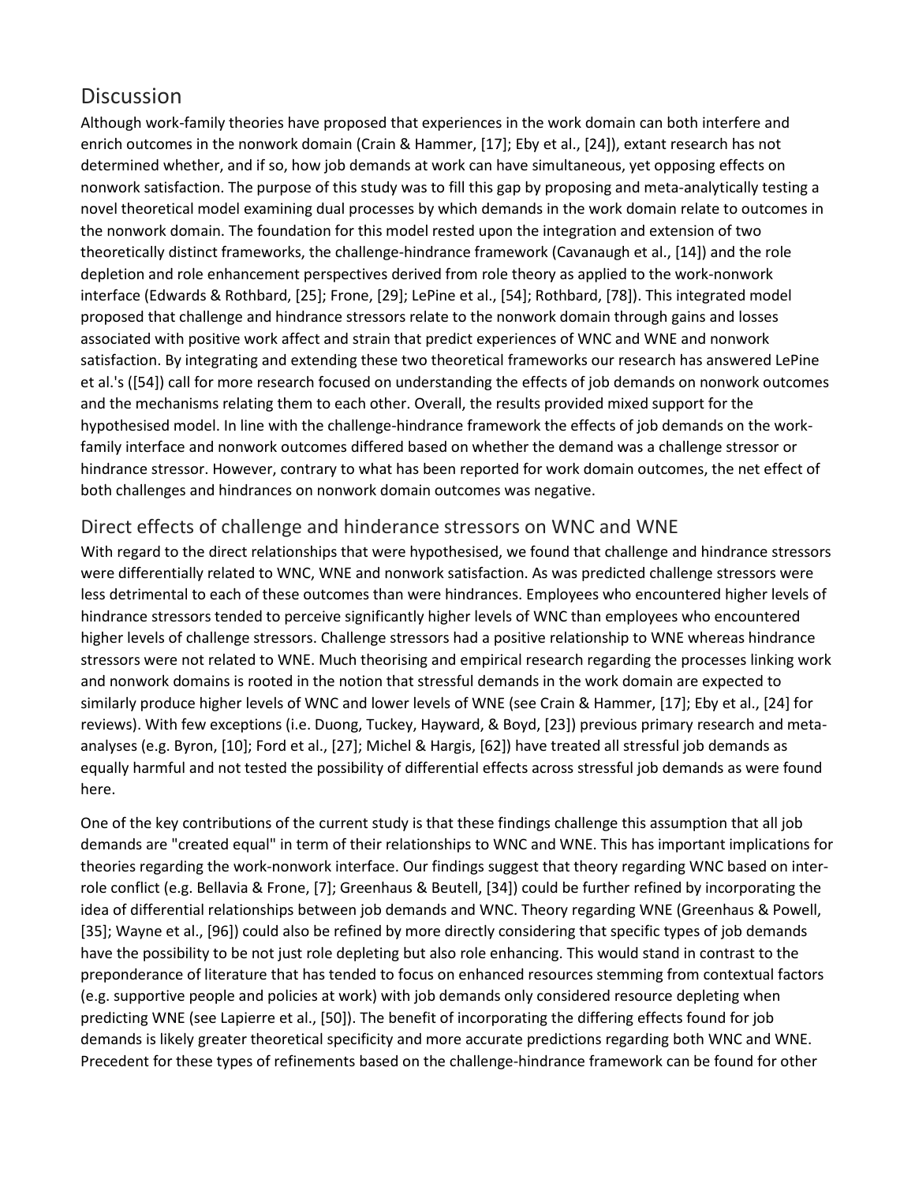## Discussion

Although work-family theories have proposed that experiences in the work domain can both interfere and enrich outcomes in the nonwork domain (Crain & Hammer, [17]; Eby et al., [24]), extant research has not determined whether, and if so, how job demands at work can have simultaneous, yet opposing effects on nonwork satisfaction. The purpose of this study was to fill this gap by proposing and meta-analytically testing a novel theoretical model examining dual processes by which demands in the work domain relate to outcomes in the nonwork domain. The foundation for this model rested upon the integration and extension of two theoretically distinct frameworks, the challenge-hindrance framework (Cavanaugh et al., [14]) and the role depletion and role enhancement perspectives derived from role theory as applied to the work-nonwork interface (Edwards & Rothbard, [25]; Frone, [29]; LePine et al., [54]; Rothbard, [78]). This integrated model proposed that challenge and hindrance stressors relate to the nonwork domain through gains and losses associated with positive work affect and strain that predict experiences of WNC and WNE and nonwork satisfaction. By integrating and extending these two theoretical frameworks our research has answered LePine et al.'s ([54]) call for more research focused on understanding the effects of job demands on nonwork outcomes and the mechanisms relating them to each other. Overall, the results provided mixed support for the hypothesised model. In line with the challenge-hindrance framework the effects of job demands on the work-family interface and nonwork outcomes differed based on whether the demand was a challenge stressor or hindrance stressor. However, contrary to what has been reported for work domain outcomes, the net effect of both challenges and hindrances on nonwork domain outcomes was negative.

### Direct effects of challenge and hinderance stressors on WNC and WNE

With regard to the direct relationships that were hypothesised, we found that challenge and hindrance stressors were differentially related to WNC, WNE and nonwork satisfaction. As was predicted challenge stressors were less detrimental to each of these outcomes than were hindrances. Employees who encountered higher levels of hindrance stressors tended to perceive significantly higher levels of WNC than employees who encountered higher levels of challenge stressors. Challenge stressors had a positive relationship to WNE whereas hindrance stressors were not related to WNE. Much theorising and empirical research regarding the processes linking work and nonwork domains is rooted in the notion that stressful demands in the work domain are expected to similarly produce higher levels of WNC and lower levels of WNE (see Crain & Hammer, [17]; Eby et al., [24] for reviews). With few exceptions (i.e. Duong, Tuckey, Hayward, & Boyd, [23]) previous primary research and meta-analyses (e.g. Byron, [10]; Ford et al., [27]; Michel & Hargis, [62]) have treated all stressful job demands as equally harmful and not tested the possibility of differential effects across stressful job demands as were found here.

One of the key contributions of the current study is that these findings challenge this assumption that all job demands are "created equal" in term of their relationships to WNC and WNE. This has important implications for theories regarding the work-nonwork interface. Our findings suggest that theory regarding WNC based on inter-role conflict (e.g. Bellavia & Frone, [7]; Greenhaus & Beutell, [34]) could be further refined by incorporating the idea of differential relationships between job demands and WNC. Theory regarding WNE (Greenhaus & Powell, [35]; Wayne et al., [96]) could also be refined by more directly considering that specific types of job demands have the possibility to be not just role depleting but also role enhancing. This would stand in contrast to the preponderance of literature that has tended to focus on enhanced resources stemming from contextual factors (e.g. supportive people and policies at work) with job demands only considered resource depleting when predicting WNE (see Lapierre et al., [50]). The benefit of incorporating the differing effects found for job demands is likely greater theoretical specificity and more accurate predictions regarding both WNC and WNE. Precedent for these types of refinements based on the challenge-hindrance framework can be found for other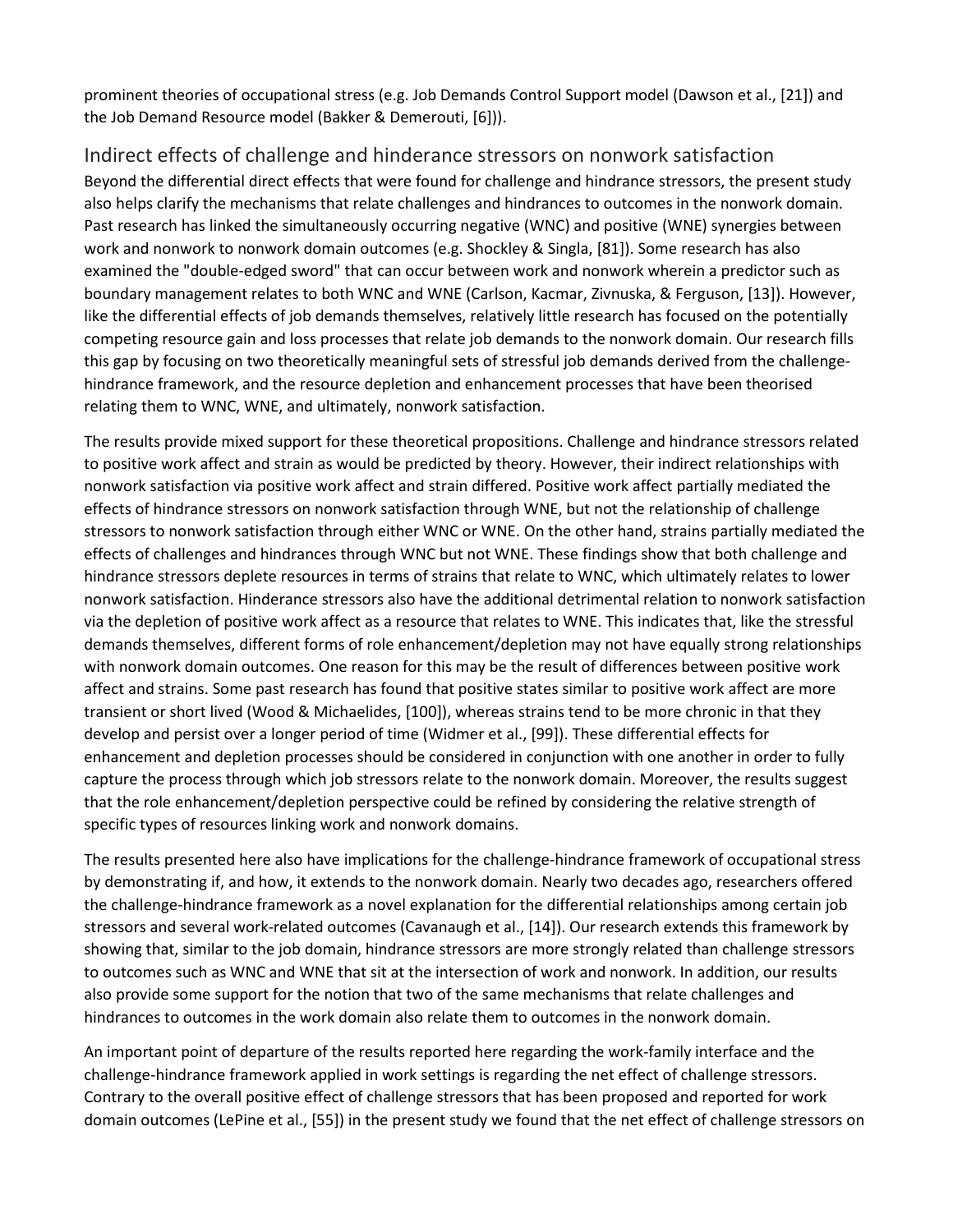prominent theories of occupational stress (e.g. Job Demands Control Support model (Dawson et al., [21]) and the Job Demand Resource model (Bakker & Demerouti, [6])).

## Indirect effects of challenge and hinderance stressors on nonwork satisfaction

Beyond the differential direct effects that were found for challenge and hindrance stressors, the present study also helps clarify the mechanisms that relate challenges and hindrances to outcomes in the nonwork domain. Past research has linked the simultaneously occurring negative (WNC) and positive (WNE) synergies between work and nonwork to nonwork domain outcomes (e.g. Shockley & Singla, [81]). Some research has also examined the "double-edged sword" that can occur between work and nonwork wherein a predictor such as boundary management relates to both WNC and WNE (Carlson, Kacmar, Zivnuska, & Ferguson, [13]). However, like the differential effects of job demands themselves, relatively little research has focused on the potentially competing resource gain and loss processes that relate job demands to the nonwork domain. Our research fills this gap by focusing on two theoretically meaningful sets of stressful job demands derived from the challenge-hindrance framework, and the resource depletion and enhancement processes that have been theorised relating them to WNC, WNE, and ultimately, nonwork satisfaction.

The results provide mixed support for these theoretical propositions. Challenge and hindrance stressors related to positive work affect and strain as would be predicted by theory. However, their indirect relationships with nonwork satisfaction via positive work affect and strain differed. Positive work affect partially mediated the effects of hindrance stressors on nonwork satisfaction through WNE, but not the relationship of challenge stressors to nonwork satisfaction through either WNC or WNE. On the other hand, strains partially mediated the effects of challenges and hindrances through WNC but not WNE. These findings show that both challenge and hindrance stressors deplete resources in terms of strains that relate to WNC, which ultimately relates to lower nonwork satisfaction. Hinderance stressors also have the additional detrimental relation to nonwork satisfaction via the depletion of positive work affect as a resource that relates to WNE. This indicates that, like the stressful demands themselves, different forms of role enhancement/depletion may not have equally strong relationships with nonwork domain outcomes. One reason for this may be the result of differences between positive work affect and strains. Some past research has found that positive states similar to positive work affect are more transient or short lived (Wood & Michaelides, [100]), whereas strains tend to be more chronic in that they develop and persist over a longer period of time (Widmer et al., [99]). These differential effects for enhancement and depletion processes should be considered in conjunction with one another in order to fully capture the process through which job stressors relate to the nonwork domain. Moreover, the results suggest that the role enhancement/depletion perspective could be refined by considering the relative strength of specific types of resources linking work and nonwork domains.

The results presented here also have implications for the challenge-hindrance framework of occupational stress by demonstrating if, and how, it extends to the nonwork domain. Nearly two decades ago, researchers offered the challenge-hindrance framework as a novel explanation for the differential relationships among certain job stressors and several work-related outcomes (Cavanaugh et al., [14]). Our research extends this framework by showing that, similar to the job domain, hindrance stressors are more strongly related than challenge stressors to outcomes such as WNC and WNE that sit at the intersection of work and nonwork. In addition, our results also provide some support for the notion that two of the same mechanisms that relate challenges and hindrances to outcomes in the work domain also relate them to outcomes in the nonwork domain.

An important point of departure of the results reported here regarding the work-family interface and the challenge-hindrance framework applied in work settings is regarding the net effect of challenge stressors. Contrary to the overall positive effect of challenge stressors that has been proposed and reported for work domain outcomes (LePine et al., [55]) in the present study we found that the net effect of challenge stressors on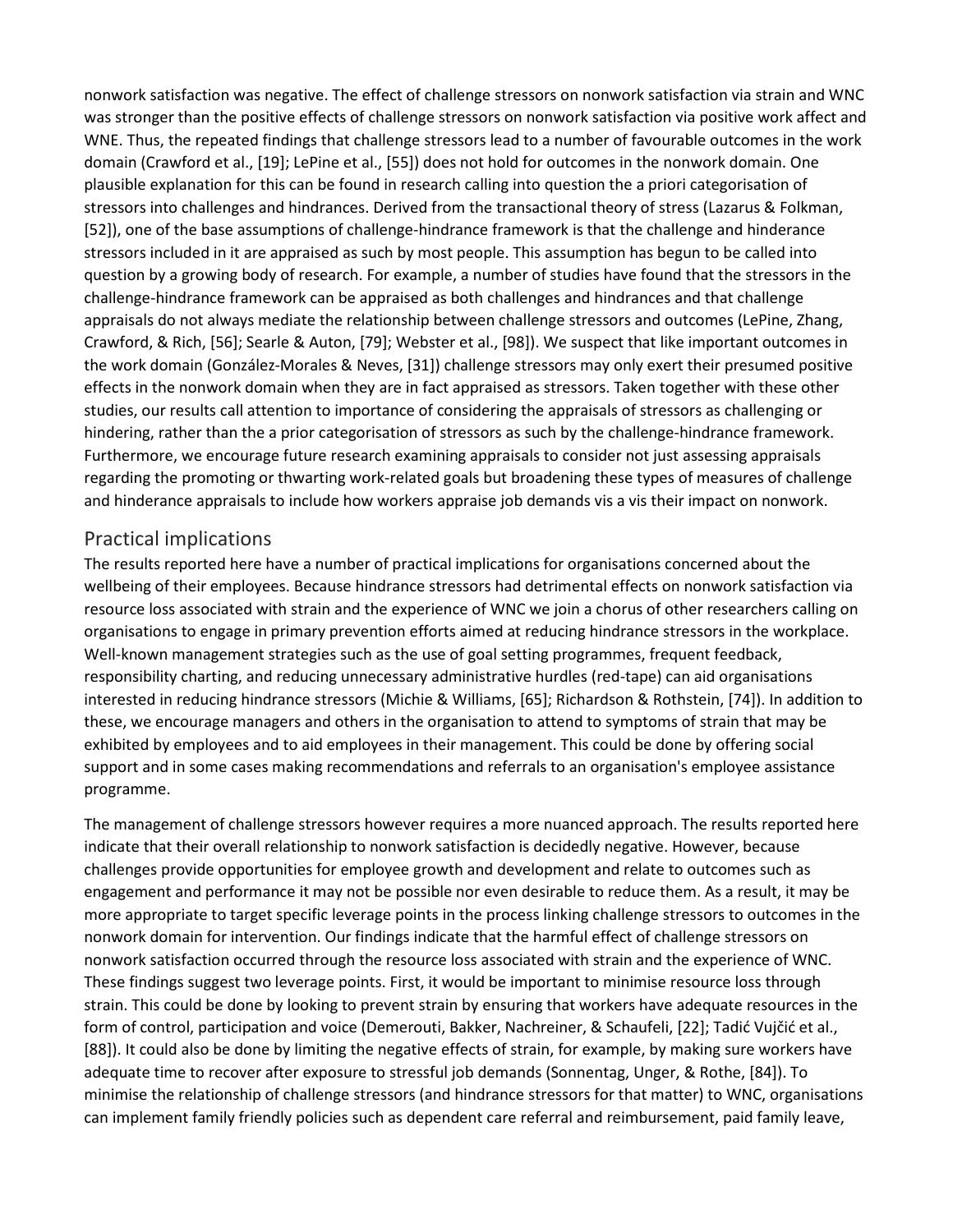nonwork satisfaction was negative. The effect of challenge stressors on nonwork satisfaction via strain and WNC was stronger than the positive effects of challenge stressors on nonwork satisfaction via positive work affect and WNE. Thus, the repeated findings that challenge stressors lead to a number of favourable outcomes in the work domain (Crawford et al., [19]; LePine et al., [55]) does not hold for outcomes in the nonwork domain. One plausible explanation for this can be found in research calling into question the a priori categorisation of stressors into challenges and hindrances. Derived from the transactional theory of stress (Lazarus & Folkman, [52]), one of the base assumptions of challenge-hindrance framework is that the challenge and hinderance stressors included in it are appraised as such by most people. This assumption has begun to be called into question by a growing body of research. For example, a number of studies have found that the stressors in the challenge-hindrance framework can be appraised as both challenges and hindrances and that challenge appraisals do not always mediate the relationship between challenge stressors and outcomes (LePine, Zhang, Crawford, & Rich, [56]; Searle & Auton, [79]; Webster et al., [98]). We suspect that like important outcomes in the work domain (González-Morales & Neves, [31]) challenge stressors may only exert their presumed positive effects in the nonwork domain when they are in fact appraised as stressors. Taken together with these other studies, our results call attention to importance of considering the appraisals of stressors as challenging or hindering, rather than the a prior categorisation of stressors as such by the challenge-hindrance framework. Furthermore, we encourage future research examining appraisals to consider not just assessing appraisals regarding the promoting or thwarting work-related goals but broadening these types of measures of challenge and hinderance appraisals to include how workers appraise job demands vis a vis their impact on nonwork.

## Practical implications

The results reported here have a number of practical implications for organisations concerned about the wellbeing of their employees. Because hindrance stressors had detrimental effects on nonwork satisfaction via resource loss associated with strain and the experience of WNC we join a chorus of other researchers calling on organisations to engage in primary prevention efforts aimed at reducing hindrance stressors in the workplace. Well-known management strategies such as the use of goal setting programmes, frequent feedback, responsibility charting, and reducing unnecessary administrative hurdles (red-tape) can aid organisations interested in reducing hindrance stressors (Michie & Williams, [65]; Richardson & Rothstein, [74]). In addition to these, we encourage managers and others in the organisation to attend to symptoms of strain that may be exhibited by employees and to aid employees in their management. This could be done by offering social support and in some cases making recommendations and referrals to an organisation's employee assistance programme.

The management of challenge stressors however requires a more nuanced approach. The results reported here indicate that their overall relationship to nonwork satisfaction is decidedly negative. However, because challenges provide opportunities for employee growth and development and relate to outcomes such as engagement and performance it may not be possible nor even desirable to reduce them. As a result, it may be more appropriate to target specific leverage points in the process linking challenge stressors to outcomes in the nonwork domain for intervention. Our findings indicate that the harmful effect of challenge stressors on nonwork satisfaction occurred through the resource loss associated with strain and the experience of WNC. These findings suggest two leverage points. First, it would be important to minimise resource loss through strain. This could be done by looking to prevent strain by ensuring that workers have adequate resources in the form of control, participation and voice (Demerouti, Bakker, Nachreiner, & Schaufeli, [22]; Tadić Vujčić et al., [88]). It could also be done by limiting the negative effects of strain, for example, by making sure workers have adequate time to recover after exposure to stressful job demands (Sonnentag, Unger, & Rothe, [84]). To minimise the relationship of challenge stressors (and hindrance stressors for that matter) to WNC, organisations can implement family friendly policies such as dependent care referral and reimbursement, paid family leave,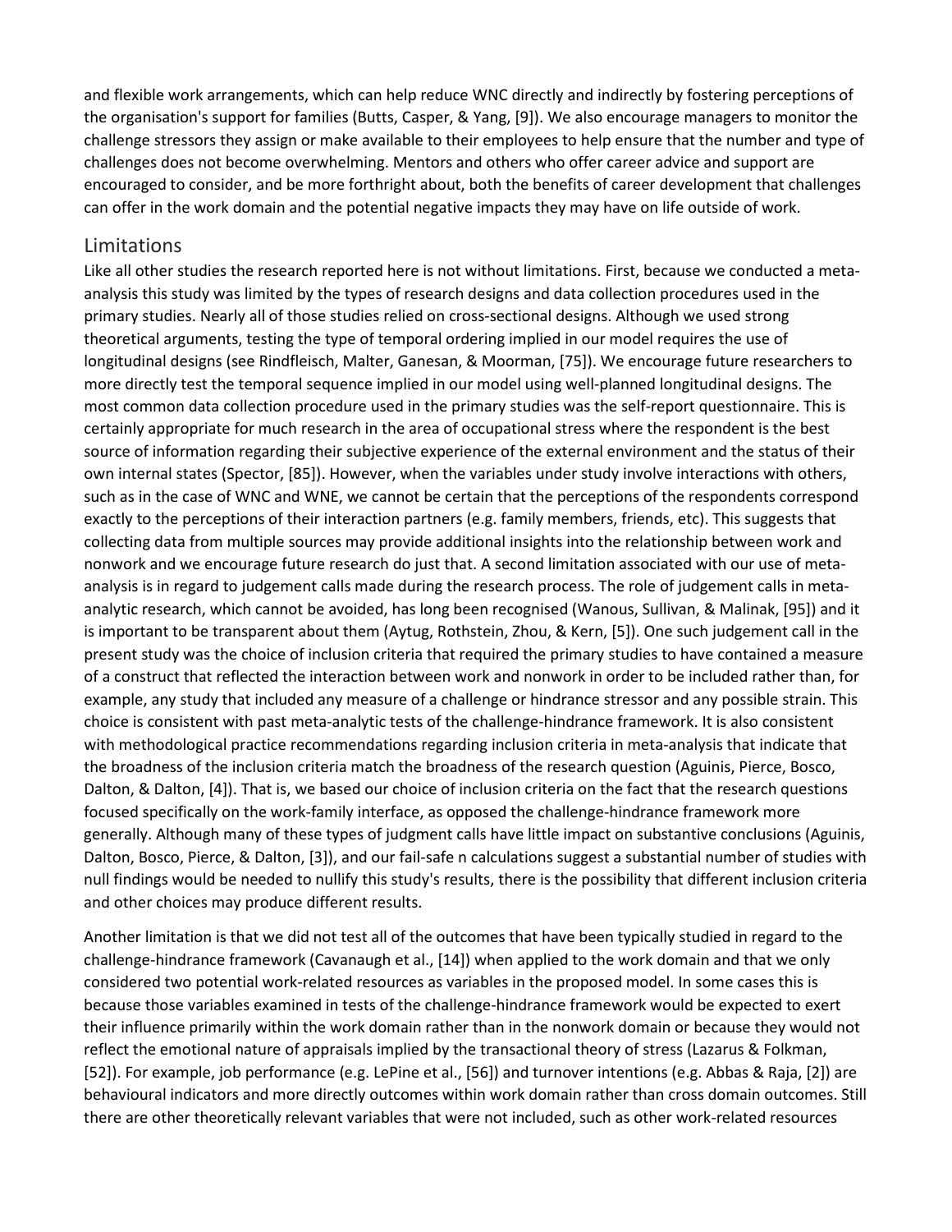and flexible work arrangements, which can help reduce WNC directly and indirectly by fostering perceptions of the organisation's support for families (Butts, Casper, & Yang, [9]). We also encourage managers to monitor the challenge stressors they assign or make available to their employees to help ensure that the number and type of challenges does not become overwhelming. Mentors and others who offer career advice and support are encouraged to consider, and be more forthright about, both the benefits of career development that challenges can offer in the work domain and the potential negative impacts they may have on life outside of work.

## Limitations

Like all other studies the research reported here is not without limitations. First, because we conducted a meta-analysis this study was limited by the types of research designs and data collection procedures used in the primary studies. Nearly all of those studies relied on cross-sectional designs. Although we used strong theoretical arguments, testing the type of temporal ordering implied in our model requires the use of longitudinal designs (see Rindfleisch, Malter, Ganesan, & Moorman, [75]). We encourage future researchers to more directly test the temporal sequence implied in our model using well-planned longitudinal designs. The most common data collection procedure used in the primary studies was the self-report questionnaire. This is certainly appropriate for much research in the area of occupational stress where the respondent is the best source of information regarding their subjective experience of the external environment and the status of their own internal states (Spector, [85]). However, when the variables under study involve interactions with others, such as in the case of WNC and WNE, we cannot be certain that the perceptions of the respondents correspond exactly to the perceptions of their interaction partners (e.g. family members, friends, etc). This suggests that collecting data from multiple sources may provide additional insights into the relationship between work and nonwork and we encourage future research do just that. A second limitation associated with our use of meta-analysis is in regard to judgement calls made during the research process. The role of judgement calls in meta-analytic research, which cannot be avoided, has long been recognised (Wanous, Sullivan, & Malinak, [95]) and it is important to be transparent about them (Aytug, Rothstein, Zhou, & Kern, [5]). One such judgement call in the present study was the choice of inclusion criteria that required the primary studies to have contained a measure of a construct that reflected the interaction between work and nonwork in order to be included rather than, for example, any study that included any measure of a challenge or hindrance stressor and any possible strain. This choice is consistent with past meta-analytic tests of the challenge-hindrance framework. It is also consistent with methodological practice recommendations regarding inclusion criteria in meta-analysis that indicate that the broadness of the inclusion criteria match the broadness of the research question (Aguinis, Pierce, Bosco, Dalton, & Dalton, [4]). That is, we based our choice of inclusion criteria on the fact that the research questions focused specifically on the work-family interface, as opposed the challenge-hindrance framework more generally. Although many of these types of judgment calls have little impact on substantive conclusions (Aguinis, Dalton, Bosco, Pierce, & Dalton, [3]), and our fail-safe n calculations suggest a substantial number of studies with null findings would be needed to nullify this study's results, there is the possibility that different inclusion criteria and other choices may produce different results.

Another limitation is that we did not test all of the outcomes that have been typically studied in regard to the challenge-hindrance framework (Cavanaugh et al., [14]) when applied to the work domain and that we only considered two potential work-related resources as variables in the proposed model. In some cases this is because those variables examined in tests of the challenge-hindrance framework would be expected to exert their influence primarily within the work domain rather than in the nonwork domain or because they would not reflect the emotional nature of appraisals implied by the transactional theory of stress (Lazarus & Folkman, [52]). For example, job performance (e.g. LePine et al., [56]) and turnover intentions (e.g. Abbas & Raja, [2]) are behavioural indicators and more directly outcomes within work domain rather than cross domain outcomes. Still there are other theoretically relevant variables that were not included, such as other work-related resources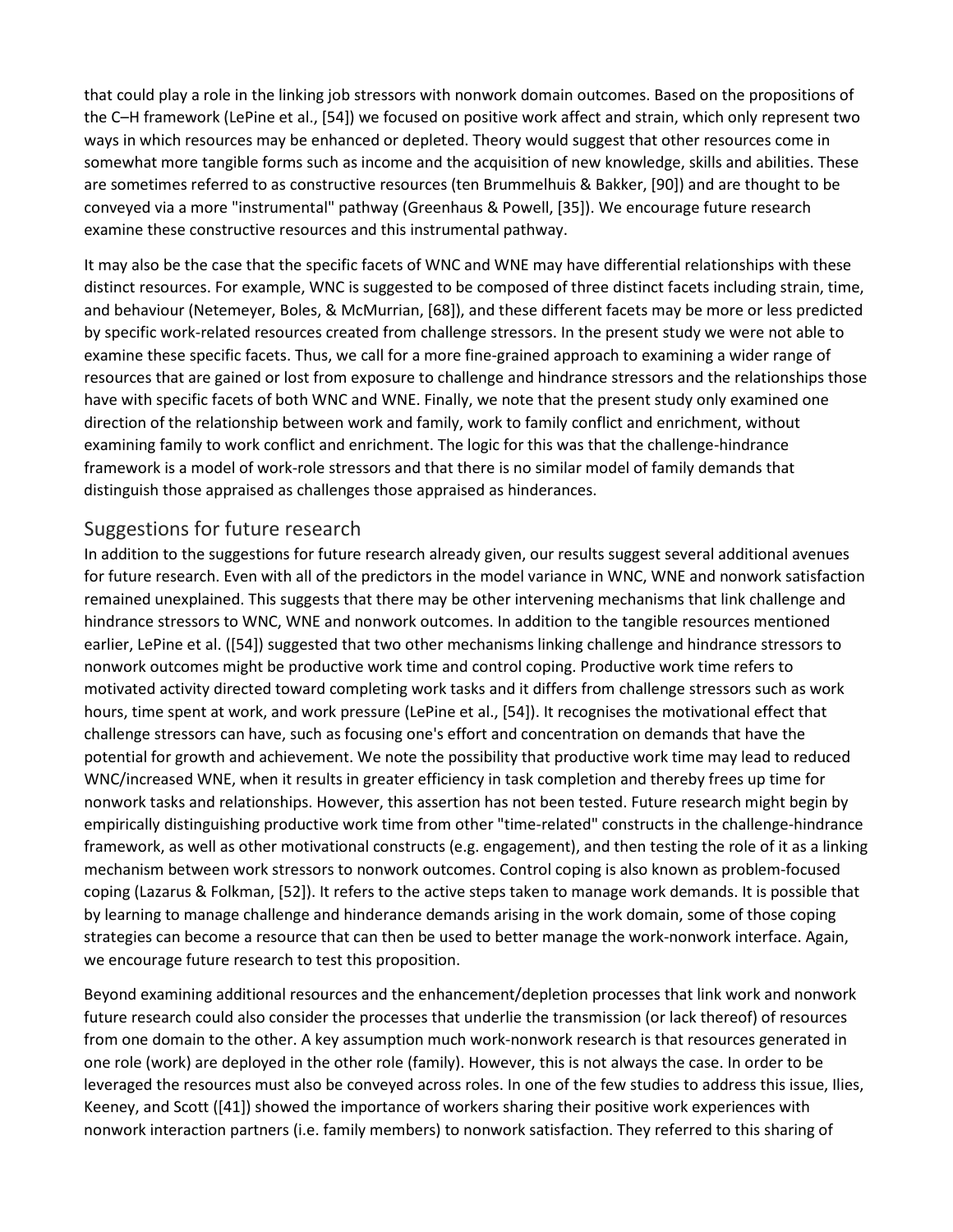that could play a role in the linking job stressors with nonwork domain outcomes. Based on the propositions of the C–H framework (LePine et al., [54]) we focused on positive work affect and strain, which only represent two ways in which resources may be enhanced or depleted. Theory would suggest that other resources come in somewhat more tangible forms such as income and the acquisition of new knowledge, skills and abilities. These are sometimes referred to as constructive resources (ten Brummelhuis & Bakker, [90]) and are thought to be conveyed via a more "instrumental" pathway (Greenhaus & Powell, [35]). We encourage future research examine these constructive resources and this instrumental pathway.

It may also be the case that the specific facets of WNC and WNE may have differential relationships with these distinct resources. For example, WNC is suggested to be composed of three distinct facets including strain, time, and behaviour (Netemeyer, Boles, & McMurrian, [68]), and these different facets may be more or less predicted by specific work-related resources created from challenge stressors. In the present study we were not able to examine these specific facets. Thus, we call for a more fine-grained approach to examining a wider range of resources that are gained or lost from exposure to challenge and hindrance stressors and the relationships those have with specific facets of both WNC and WNE. Finally, we note that the present study only examined one direction of the relationship between work and family, work to family conflict and enrichment, without examining family to work conflict and enrichment. The logic for this was that the challenge-hindrance framework is a model of work-role stressors and that there is no similar model of family demands that distinguish those appraised as challenges those appraised as hinderances.

## Suggestions for future research

In addition to the suggestions for future research already given, our results suggest several additional avenues for future research. Even with all of the predictors in the model variance in WNC, WNE and nonwork satisfaction remained unexplained. This suggests that there may be other intervening mechanisms that link challenge and hindrance stressors to WNC, WNE and nonwork outcomes. In addition to the tangible resources mentioned earlier, LePine et al. ([54]) suggested that two other mechanisms linking challenge and hindrance stressors to nonwork outcomes might be productive work time and control coping. Productive work time refers to motivated activity directed toward completing work tasks and it differs from challenge stressors such as work hours, time spent at work, and work pressure (LePine et al., [54]). It recognises the motivational effect that challenge stressors can have, such as focusing one's effort and concentration on demands that have the potential for growth and achievement. We note the possibility that productive work time may lead to reduced WNC/increased WNE, when it results in greater efficiency in task completion and thereby frees up time for nonwork tasks and relationships. However, this assertion has not been tested. Future research might begin by empirically distinguishing productive work time from other "time-related" constructs in the challenge-hindrance framework, as well as other motivational constructs (e.g. engagement), and then testing the role of it as a linking mechanism between work stressors to nonwork outcomes. Control coping is also known as problem-focused coping (Lazarus & Folkman, [52]). It refers to the active steps taken to manage work demands. It is possible that by learning to manage challenge and hinderance demands arising in the work domain, some of those coping strategies can become a resource that can then be used to better manage the work-nonwork interface. Again, we encourage future research to test this proposition.

Beyond examining additional resources and the enhancement/depletion processes that link work and nonwork future research could also consider the processes that underlie the transmission (or lack thereof) of resources from one domain to the other. A key assumption much work-nonwork research is that resources generated in one role (work) are deployed in the other role (family). However, this is not always the case. In order to be leveraged the resources must also be conveyed across roles. In one of the few studies to address this issue, Ilies, Keeney, and Scott ([41]) showed the importance of workers sharing their positive work experiences with nonwork interaction partners (i.e. family members) to nonwork satisfaction. They referred to this sharing of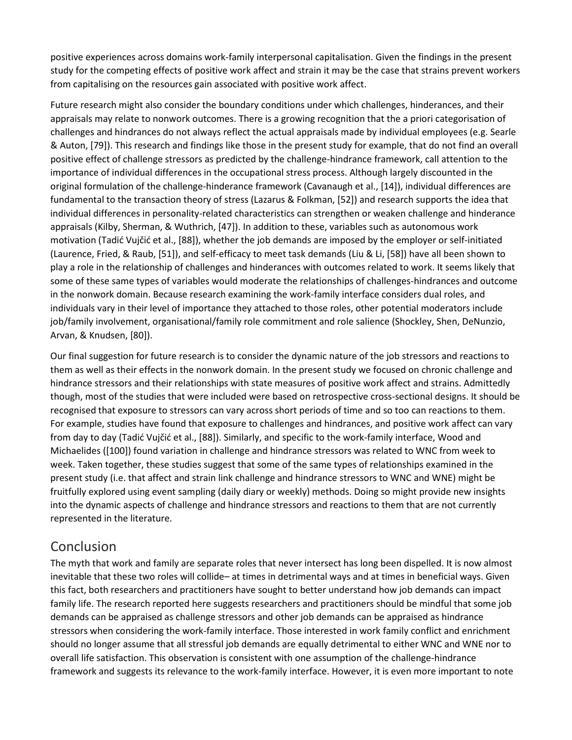positive experiences across domains work-family interpersonal capitalisation. Given the findings in the present study for the competing effects of positive work affect and strain it may be the case that strains prevent workers from capitalising on the resources gain associated with positive work affect.

Future research might also consider the boundary conditions under which challenges, hinderances, and their appraisals may relate to nonwork outcomes. There is a growing recognition that the a priori categorisation of challenges and hindrances do not always reflect the actual appraisals made by individual employees (e.g. Searle & Auton, [79]). This research and findings like those in the present study for example, that do not find an overall positive effect of challenge stressors as predicted by the challenge-hindrance framework, call attention to the importance of individual differences in the occupational stress process. Although largely discounted in the original formulation of the challenge-hinderance framework (Cavanaugh et al., [14]), individual differences are fundamental to the transaction theory of stress (Lazarus & Folkman, [52]) and research supports the idea that individual differences in personality-related characteristics can strengthen or weaken challenge and hinderance appraisals (Kilby, Sherman, & Wuthrich, [47]). In addition to these, variables such as autonomous work motivation (Tadić Vujčić et al., [88]), whether the job demands are imposed by the employer or self-initiated (Laurence, Fried, & Raub, [51]), and self-efficacy to meet task demands (Liu & Li, [58]) have all been shown to play a role in the relationship of challenges and hinderances with outcomes related to work. It seems likely that some of these same types of variables would moderate the relationships of challenges-hindrances and outcome in the nonwork domain. Because research examining the work-family interface considers dual roles, and individuals vary in their level of importance they attached to those roles, other potential moderators include job/family involvement, organisational/family role commitment and role salience (Shockley, Shen, DeNunzio, Arvan, & Knudsen, [80]).

Our final suggestion for future research is to consider the dynamic nature of the job stressors and reactions to them as well as their effects in the nonwork domain. In the present study we focused on chronic challenge and hindrance stressors and their relationships with state measures of positive work affect and strains. Admittedly though, most of the studies that were included were based on retrospective cross-sectional designs. It should be recognised that exposure to stressors can vary across short periods of time and so too can reactions to them. For example, studies have found that exposure to challenges and hindrances, and positive work affect can vary from day to day (Tadić Vujčić et al., [88]). Similarly, and specific to the work-family interface, Wood and Michaelides ([100]) found variation in challenge and hindrance stressors was related to WNC from week to week. Taken together, these studies suggest that some of the same types of relationships examined in the present study (i.e. that affect and strain link challenge and hindrance stressors to WNC and WNE) might be fruitfully explored using event sampling (daily diary or weekly) methods. Doing so might provide new insights into the dynamic aspects of challenge and hindrance stressors and reactions to them that are not currently represented in the literature.

## Conclusion

The myth that work and family are separate roles that never intersect has long been dispelled. It is now almost inevitable that these two roles will collide– at times in detrimental ways and at times in beneficial ways. Given this fact, both researchers and practitioners have sought to better understand how job demands can impact family life. The research reported here suggests researchers and practitioners should be mindful that some job demands can be appraised as challenge stressors and other job demands can be appraised as hindrance stressors when considering the work-family interface. Those interested in work family conflict and enrichment should no longer assume that all stressful job demands are equally detrimental to either WNC and WNE nor to overall life satisfaction. This observation is consistent with one assumption of the challenge-hindrance framework and suggests its relevance to the work-family interface. However, it is even more important to note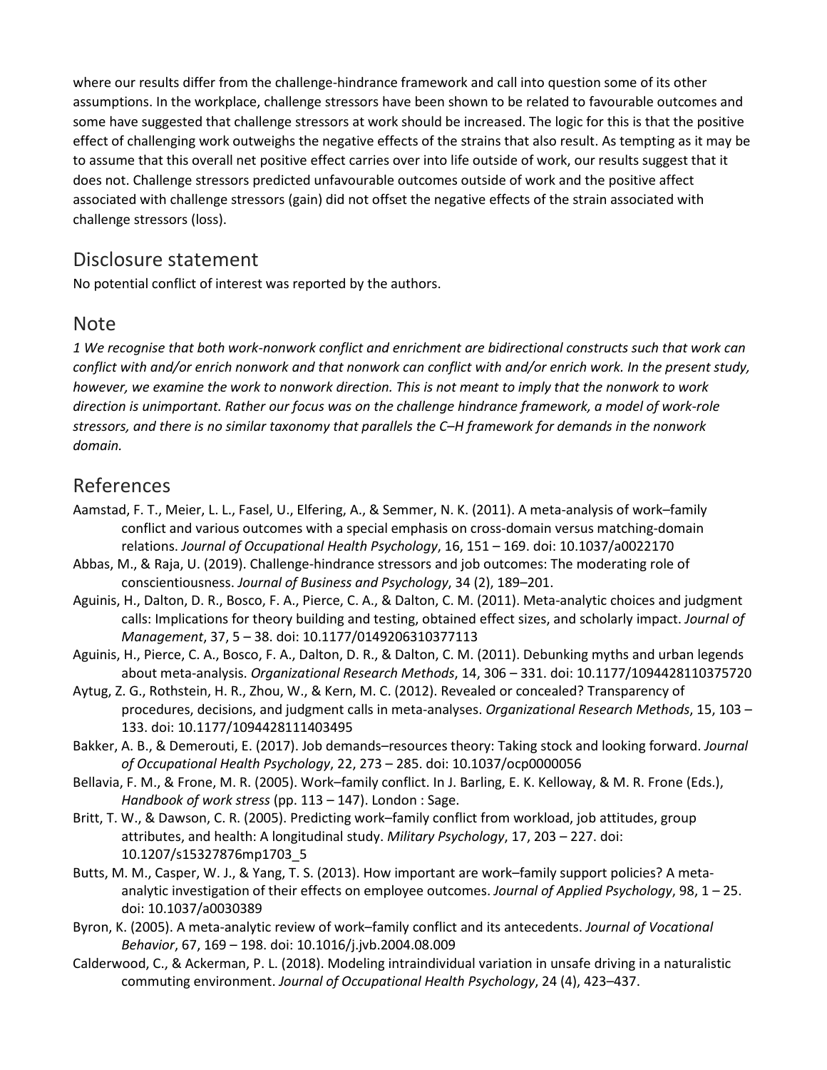where our results differ from the challenge-hindrance framework and call into question some of its other assumptions. In the workplace, challenge stressors have been shown to be related to favourable outcomes and some have suggested that challenge stressors at work should be increased. The logic for this is that the positive effect of challenging work outweighs the negative effects of the strains that also result. As tempting as it may be to assume that this overall net positive effect carries over into life outside of work, our results suggest that it does not. Challenge stressors predicted unfavourable outcomes outside of work and the positive affect associated with challenge stressors (gain) did not offset the negative effects of the strain associated with challenge stressors (loss).

## Disclosure statement

No potential conflict of interest was reported by the authors.

## Note

*1 We recognise that both work-nonwork conflict and enrichment are bidirectional constructs such that work can conflict with and/or enrich nonwork and that nonwork can conflict with and/or enrich work. In the present study, however, we examine the work to nonwork direction. This is not meant to imply that the nonwork to work direction is unimportant. Rather our focus was on the challenge hindrance framework, a model of work-role stressors, and there is no similar taxonomy that parallels the C–H framework for demands in the nonwork domain.*

## References

Aamstad, F. T., Meier, L. L., Fasel, U., Elfering, A., & Semmer, N. K. (2011). A meta-analysis of work–family conflict and various outcomes with a special emphasis on cross-domain versus matching-domain relations. *Journal of Occupational Health Psychology*, 16, 151 – 169. doi: 10.1037/a0022170

Abbas, M., & Raja, U. (2019). Challenge-hindrance stressors and job outcomes: The moderating role of conscientiousness. *Journal of Business and Psychology*, 34 (2), 189–201.

Aguinis, H., Dalton, D. R., Bosco, F. A., Pierce, C. A., & Dalton, C. M. (2011). Meta-analytic choices and judgment calls: Implications for theory building and testing, obtained effect sizes, and scholarly impact. *Journal of Management*, 37, 5 – 38. doi: 10.1177/0149206310377113

Aguinis, H., Pierce, C. A., Bosco, F. A., Dalton, D. R., & Dalton, C. M. (2011). Debunking myths and urban legends about meta-analysis. *Organizational Research Methods*, 14, 306 – 331. doi: 10.1177/1094428110375720

Aytug, Z. G., Rothstein, H. R., Zhou, W., & Kern, M. C. (2012). Revealed or concealed? Transparency of procedures, decisions, and judgment calls in meta-analyses. *Organizational Research Methods*, 15, 103 – 133. doi: 10.1177/1094428111403495

Bakker, A. B., & Demerouti, E. (2017). Job demands–resources theory: Taking stock and looking forward. *Journal of Occupational Health Psychology*, 22, 273 – 285. doi: 10.1037/ocp0000056

Bellavia, F. M., & Frone, M. R. (2005). Work–family conflict. In J. Barling, E. K. Kelloway, & M. R. Frone (Eds.), *Handbook of work stress* (pp. 113 – 147). London : Sage.

Britt, T. W., & Dawson, C. R. (2005). Predicting work–family conflict from workload, job attitudes, group attributes, and health: A longitudinal study. *Military Psychology*, 17, 203 – 227. doi: 10.1207/s15327876mp1703_5

Butts, M. M., Casper, W. J., & Yang, T. S. (2013). How important are work–family support policies? A meta-analytic investigation of their effects on employee outcomes. *Journal of Applied Psychology*, 98, 1 – 25. doi: 10.1037/a0030389

Byron, K. (2005). A meta-analytic review of work–family conflict and its antecedents. *Journal of Vocational Behavior*, 67, 169 – 198. doi: 10.1016/j.jvb.2004.08.009

Calderwood, C., & Ackerman, P. L. (2018). Modeling intraindividual variation in unsafe driving in a naturalistic commuting environment. *Journal of Occupational Health Psychology*, 24 (4), 423–437.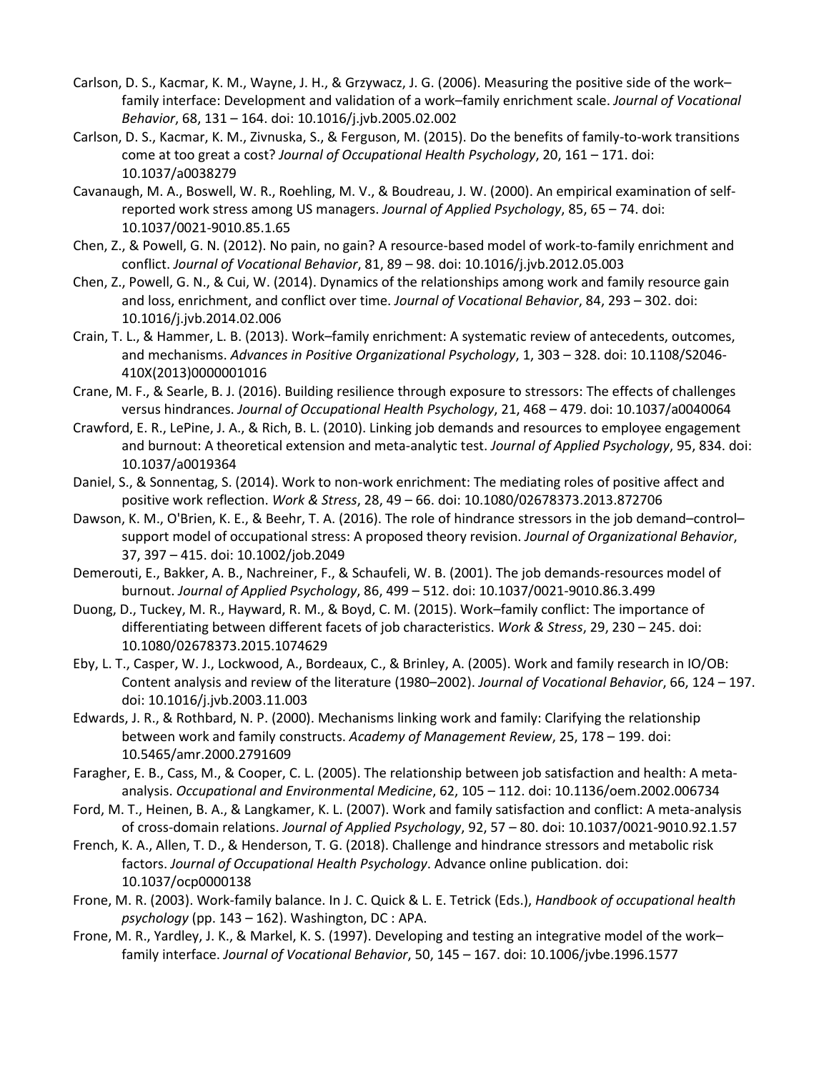Carlson, D. S., Kacmar, K. M., Wayne, J. H., & Grzywacz, J. G. (2006). Measuring the positive side of the work–family interface: Development and validation of a work–family enrichment scale. *Journal of Vocational Behavior*, 68, 131 – 164. doi: 10.1016/j.jvb.2005.02.002

Carlson, D. S., Kacmar, K. M., Zivnuska, S., & Ferguson, M. (2015). Do the benefits of family-to-work transitions come at too great a cost? *Journal of Occupational Health Psychology*, 20, 161 – 171. doi: 10.1037/a0038279

Cavanaugh, M. A., Boswell, W. R., Roehling, M. V., & Boudreau, J. W. (2000). An empirical examination of self-reported work stress among US managers. *Journal of Applied Psychology*, 85, 65 – 74. doi: 10.1037/0021-9010.85.1.65

Chen, Z., & Powell, G. N. (2012). No pain, no gain? A resource-based model of work-to-family enrichment and conflict. *Journal of Vocational Behavior*, 81, 89 – 98. doi: 10.1016/j.jvb.2012.05.003

Chen, Z., Powell, G. N., & Cui, W. (2014). Dynamics of the relationships among work and family resource gain and loss, enrichment, and conflict over time. *Journal of Vocational Behavior*, 84, 293 – 302. doi: 10.1016/j.jvb.2014.02.006

Crain, T. L., & Hammer, L. B. (2013). Work–family enrichment: A systematic review of antecedents, outcomes, and mechanisms. *Advances in Positive Organizational Psychology*, 1, 303 – 328. doi: 10.1108/S2046-410X(2013)0000001016

Crane, M. F., & Searle, B. J. (2016). Building resilience through exposure to stressors: The effects of challenges versus hindrances. *Journal of Occupational Health Psychology*, 21, 468 – 479. doi: 10.1037/a0040064

Crawford, E. R., LePine, J. A., & Rich, B. L. (2010). Linking job demands and resources to employee engagement and burnout: A theoretical extension and meta-analytic test. *Journal of Applied Psychology*, 95, 834. doi: 10.1037/a0019364

Daniel, S., & Sonnentag, S. (2014). Work to non-work enrichment: The mediating roles of positive affect and positive work reflection. *Work & Stress*, 28, 49 – 66. doi: 10.1080/02678373.2013.872706

Dawson, K. M., O'Brien, K. E., & Beehr, T. A. (2016). The role of hindrance stressors in the job demand–control–support model of occupational stress: A proposed theory revision. *Journal of Organizational Behavior*, 37, 397 – 415. doi: 10.1002/job.2049

Demerouti, E., Bakker, A. B., Nachreiner, F., & Schaufeli, W. B. (2001). The job demands-resources model of burnout. *Journal of Applied Psychology*, 86, 499 – 512. doi: 10.1037/0021-9010.86.3.499

Duong, D., Tuckey, M. R., Hayward, R. M., & Boyd, C. M. (2015). Work–family conflict: The importance of differentiating between different facets of job characteristics. *Work & Stress*, 29, 230 – 245. doi: 10.1080/02678373.2015.1074629

Eby, L. T., Casper, W. J., Lockwood, A., Bordeaux, C., & Brinley, A. (2005). Work and family research in IO/OB: Content analysis and review of the literature (1980–2002). *Journal of Vocational Behavior*, 66, 124 – 197. doi: 10.1016/j.jvb.2003.11.003

Edwards, J. R., & Rothbard, N. P. (2000). Mechanisms linking work and family: Clarifying the relationship between work and family constructs. *Academy of Management Review*, 25, 178 – 199. doi: 10.5465/amr.2000.2791609

Faragher, E. B., Cass, M., & Cooper, C. L. (2005). The relationship between job satisfaction and health: A meta-analysis. *Occupational and Environmental Medicine*, 62, 105 – 112. doi: 10.1136/oem.2002.006734

Ford, M. T., Heinen, B. A., & Langkamer, K. L. (2007). Work and family satisfaction and conflict: A meta-analysis of cross-domain relations. *Journal of Applied Psychology*, 92, 57 – 80. doi: 10.1037/0021-9010.92.1.57

French, K. A., Allen, T. D., & Henderson, T. G. (2018). Challenge and hindrance stressors and metabolic risk factors. *Journal of Occupational Health Psychology*. Advance online publication. doi: 10.1037/ocp0000138

Frone, M. R. (2003). Work-family balance. In J. C. Quick & L. E. Tetrick (Eds.), *Handbook of occupational health psychology* (pp. 143 – 162). Washington, DC : APA.

Frone, M. R., Yardley, J. K., & Markel, K. S. (1997). Developing and testing an integrative model of the work–family interface. *Journal of Vocational Behavior*, 50, 145 – 167. doi: 10.1006/jvbe.1996.1577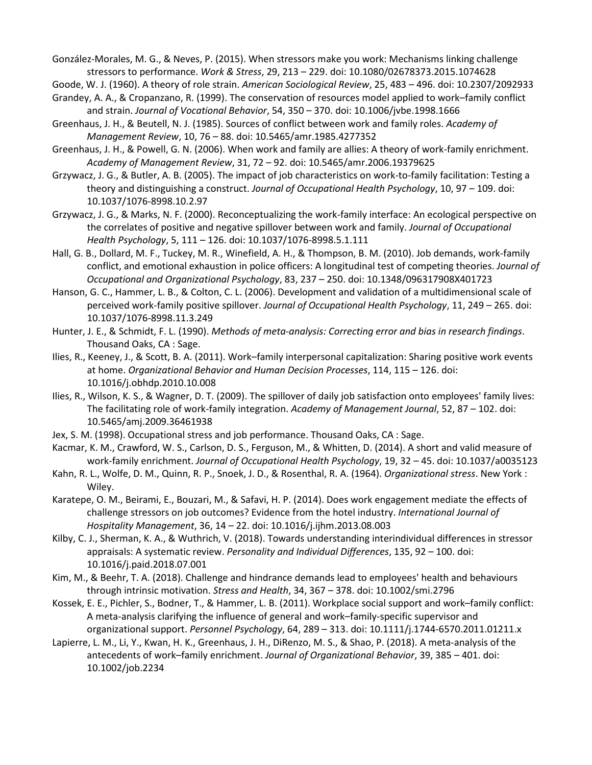González-Morales, M. G., & Neves, P. (2015). When stressors make you work: Mechanisms linking challenge stressors to performance. *Work & Stress*, 29, 213 – 229. doi: 10.1080/02678373.2015.1074628

Goode, W. J. (1960). A theory of role strain. *American Sociological Review*, 25, 483 – 496. doi: 10.2307/2092933

Grandey, A. A., & Cropanzano, R. (1999). The conservation of resources model applied to work–family conflict and strain. *Journal of Vocational Behavior*, 54, 350 – 370. doi: 10.1006/jvbe.1998.1666

Greenhaus, J. H., & Beutell, N. J. (1985). Sources of conflict between work and family roles. *Academy of Management Review*, 10, 76 – 88. doi: 10.5465/amr.1985.4277352

Greenhaus, J. H., & Powell, G. N. (2006). When work and family are allies: A theory of work-family enrichment. *Academy of Management Review*, 31, 72 – 92. doi: 10.5465/amr.2006.19379625

Grzywacz, J. G., & Butler, A. B. (2005). The impact of job characteristics on work-to-family facilitation: Testing a theory and distinguishing a construct. *Journal of Occupational Health Psychology*, 10, 97 – 109. doi: 10.1037/1076-8998.10.2.97

Grzywacz, J. G., & Marks, N. F. (2000). Reconceptualizing the work-family interface: An ecological perspective on the correlates of positive and negative spillover between work and family. *Journal of Occupational Health Psychology*, 5, 111 – 126. doi: 10.1037/1076-8998.5.1.111

Hall, G. B., Dollard, M. F., Tuckey, M. R., Winefield, A. H., & Thompson, B. M. (2010). Job demands, work-family conflict, and emotional exhaustion in police officers: A longitudinal test of competing theories. *Journal of Occupational and Organizational Psychology*, 83, 237 – 250. doi: 10.1348/096317908X401723

Hanson, G. C., Hammer, L. B., & Colton, C. L. (2006). Development and validation of a multidimensional scale of perceived work-family positive spillover. *Journal of Occupational Health Psychology*, 11, 249 – 265. doi: 10.1037/1076-8998.11.3.249

Hunter, J. E., & Schmidt, F. L. (1990). *Methods of meta-analysis: Correcting error and bias in research findings*. Thousand Oaks, CA : Sage.

Ilies, R., Keeney, J., & Scott, B. A. (2011). Work–family interpersonal capitalization: Sharing positive work events at home. *Organizational Behavior and Human Decision Processes*, 114, 115 – 126. doi: 10.1016/j.obhdp.2010.10.008

Ilies, R., Wilson, K. S., & Wagner, D. T. (2009). The spillover of daily job satisfaction onto employees' family lives: The facilitating role of work-family integration. *Academy of Management Journal*, 52, 87 – 102. doi: 10.5465/amj.2009.36461938

Jex, S. M. (1998). Occupational stress and job performance. Thousand Oaks, CA : Sage.

Kacmar, K. M., Crawford, W. S., Carlson, D. S., Ferguson, M., & Whitten, D. (2014). A short and valid measure of work-family enrichment. *Journal of Occupational Health Psychology*, 19, 32 – 45. doi: 10.1037/a0035123

Kahn, R. L., Wolfe, D. M., Quinn, R. P., Snoek, J. D., & Rosenthal, R. A. (1964). *Organizational stress*. New York : Wiley.

Karatepe, O. M., Beirami, E., Bouzari, M., & Safavi, H. P. (2014). Does work engagement mediate the effects of challenge stressors on job outcomes? Evidence from the hotel industry. *International Journal of Hospitality Management*, 36, 14 – 22. doi: 10.1016/j.ijhm.2013.08.003

Kilby, C. J., Sherman, K. A., & Wuthrich, V. (2018). Towards understanding interindividual differences in stressor appraisals: A systematic review. *Personality and Individual Differences*, 135, 92 – 100. doi: 10.1016/j.paid.2018.07.001

Kim, M., & Beehr, T. A. (2018). Challenge and hindrance demands lead to employees' health and behaviours through intrinsic motivation. *Stress and Health*, 34, 367 – 378. doi: 10.1002/smi.2796

Kossek, E. E., Pichler, S., Bodner, T., & Hammer, L. B. (2011). Workplace social support and work–family conflict: A meta-analysis clarifying the influence of general and work–family-specific supervisor and organizational support. *Personnel Psychology*, 64, 289 – 313. doi: 10.1111/j.1744-6570.2011.01211.x

Lapierre, L. M., Li, Y., Kwan, H. K., Greenhaus, J. H., DiRenzo, M. S., & Shao, P. (2018). A meta-analysis of the antecedents of work–family enrichment. *Journal of Organizational Behavior*, 39, 385 – 401. doi: 10.1002/job.2234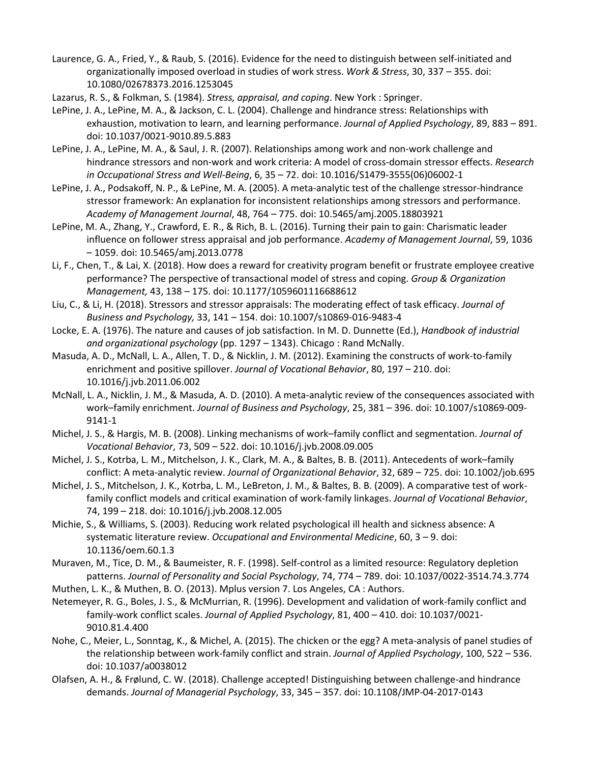Laurence, G. A., Fried, Y., & Raub, S. (2016). Evidence for the need to distinguish between self-initiated and organizationally imposed overload in studies of work stress. *Work & Stress*, 30, 337 – 355. doi: 10.1080/02678373.2016.1253045

Lazarus, R. S., & Folkman, S. (1984). *Stress, appraisal, and coping*. New York : Springer.

LePine, J. A., LePine, M. A., & Jackson, C. L. (2004). Challenge and hindrance stress: Relationships with exhaustion, motivation to learn, and learning performance. *Journal of Applied Psychology*, 89, 883 – 891. doi: 10.1037/0021-9010.89.5.883

LePine, J. A., LePine, M. A., & Saul, J. R. (2007). Relationships among work and non-work challenge and hindrance stressors and non-work and work criteria: A model of cross-domain stressor effects. *Research in Occupational Stress and Well-Being*, 6, 35 – 72. doi: 10.1016/S1479-3555(06)06002-1

LePine, J. A., Podsakoff, N. P., & LePine, M. A. (2005). A meta-analytic test of the challenge stressor-hindrance stressor framework: An explanation for inconsistent relationships among stressors and performance. *Academy of Management Journal*, 48, 764 – 775. doi: 10.5465/amj.2005.18803921

LePine, M. A., Zhang, Y., Crawford, E. R., & Rich, B. L. (2016). Turning their pain to gain: Charismatic leader influence on follower stress appraisal and job performance. *Academy of Management Journal*, 59, 1036 – 1059. doi: 10.5465/amj.2013.0778

Li, F., Chen, T., & Lai, X. (2018). How does a reward for creativity program benefit or frustrate employee creative performance? The perspective of transactional model of stress and coping. *Group & Organization Management,* 43, 138 – 175. doi: 10.1177/1059601116688612

Liu, C., & Li, H. (2018). Stressors and stressor appraisals: The moderating effect of task efficacy. *Journal of Business and Psychology,* 33, 141 – 154. doi: 10.1007/s10869-016-9483-4

Locke, E. A. (1976). The nature and causes of job satisfaction. In M. D. Dunnette (Ed.), *Handbook of industrial and organizational psychology* (pp. 1297 – 1343). Chicago : Rand McNally.

Masuda, A. D., McNall, L. A., Allen, T. D., & Nicklin, J. M. (2012). Examining the constructs of work-to-family enrichment and positive spillover. *Journal of Vocational Behavior*, 80, 197 – 210. doi: 10.1016/j.jvb.2011.06.002

McNall, L. A., Nicklin, J. M., & Masuda, A. D. (2010). A meta-analytic review of the consequences associated with work–family enrichment. *Journal of Business and Psychology*, 25, 381 – 396. doi: 10.1007/s10869-009-9141-1

Michel, J. S., & Hargis, M. B. (2008). Linking mechanisms of work–family conflict and segmentation. *Journal of Vocational Behavior*, 73, 509 – 522. doi: 10.1016/j.jvb.2008.09.005

Michel, J. S., Kotrba, L. M., Mitchelson, J. K., Clark, M. A., & Baltes, B. B. (2011). Antecedents of work–family conflict: A meta-analytic review. *Journal of Organizational Behavior*, 32, 689 – 725. doi: 10.1002/job.695

Michel, J. S., Mitchelson, J. K., Kotrba, L. M., LeBreton, J. M., & Baltes, B. B. (2009). A comparative test of work-family conflict models and critical examination of work-family linkages. *Journal of Vocational Behavior*, 74, 199 – 218. doi: 10.1016/j.jvb.2008.12.005

Michie, S., & Williams, S. (2003). Reducing work related psychological ill health and sickness absence: A systematic literature review. *Occupational and Environmental Medicine*, 60, 3 – 9. doi: 10.1136/oem.60.1.3

Muraven, M., Tice, D. M., & Baumeister, R. F. (1998). Self-control as a limited resource: Regulatory depletion patterns. *Journal of Personality and Social Psychology*, 74, 774 – 789. doi: 10.1037/0022-3514.74.3.774

Muthen, L. K., & Muthen, B. O. (2013). Mplus version 7. Los Angeles, CA : Authors.

Netemeyer, R. G., Boles, J. S., & McMurrian, R. (1996). Development and validation of work-family conflict and family-work conflict scales. *Journal of Applied Psychology*, 81, 400 – 410. doi: 10.1037/0021-9010.81.4.400

Nohe, C., Meier, L., Sonntag, K., & Michel, A. (2015). The chicken or the egg? A meta-analysis of panel studies of the relationship between work-family conflict and strain. *Journal of Applied Psychology*, 100, 522 – 536. doi: 10.1037/a0038012

Olafsen, A. H., & Frølund, C. W. (2018). Challenge accepted! Distinguishing between challenge-and hindrance demands. *Journal of Managerial Psychology*, 33, 345 – 357. doi: 10.1108/JMP-04-2017-0143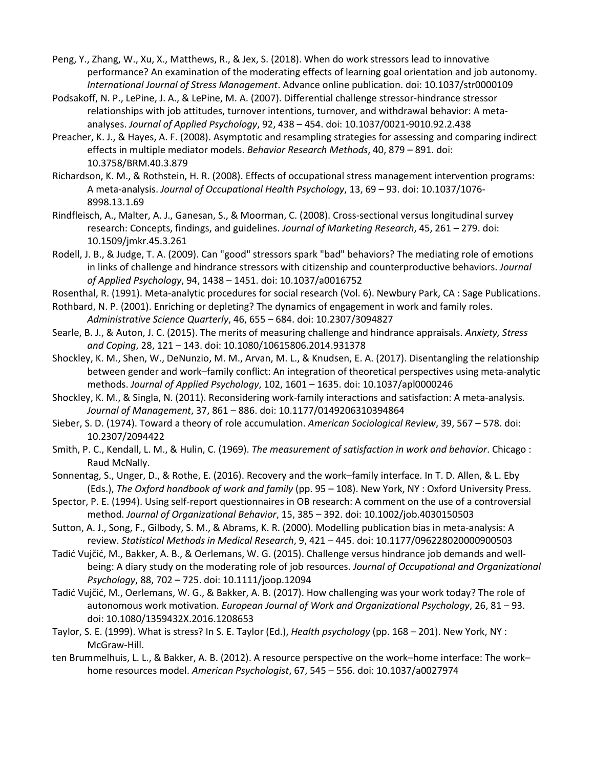Peng, Y., Zhang, W., Xu, X., Matthews, R., & Jex, S. (2018). When do work stressors lead to innovative performance? An examination of the moderating effects of learning goal orientation and job autonomy. *International Journal of Stress Management*. Advance online publication. doi: 10.1037/str0000109

Podsakoff, N. P., LePine, J. A., & LePine, M. A. (2007). Differential challenge stressor-hindrance stressor relationships with job attitudes, turnover intentions, turnover, and withdrawal behavior: A meta-analyses. *Journal of Applied Psychology*, 92, 438 – 454. doi: 10.1037/0021-9010.92.2.438

Preacher, K. J., & Hayes, A. F. (2008). Asymptotic and resampling strategies for assessing and comparing indirect effects in multiple mediator models. *Behavior Research Methods*, 40, 879 – 891. doi: 10.3758/BRM.40.3.879

Richardson, K. M., & Rothstein, H. R. (2008). Effects of occupational stress management intervention programs: A meta-analysis. *Journal of Occupational Health Psychology*, 13, 69 – 93. doi: 10.1037/1076-8998.13.1.69

Rindfleisch, A., Malter, A. J., Ganesan, S., & Moorman, C. (2008). Cross-sectional versus longitudinal survey research: Concepts, findings, and guidelines. *Journal of Marketing Research*, 45, 261 – 279. doi: 10.1509/jmkr.45.3.261

Rodell, J. B., & Judge, T. A. (2009). Can "good" stressors spark "bad" behaviors? The mediating role of emotions in links of challenge and hindrance stressors with citizenship and counterproductive behaviors. *Journal of Applied Psychology*, 94, 1438 – 1451. doi: 10.1037/a0016752

Rosenthal, R. (1991). Meta-analytic procedures for social research (Vol. 6). Newbury Park, CA : Sage Publications.

Rothbard, N. P. (2001). Enriching or depleting? The dynamics of engagement in work and family roles. *Administrative Science Quarterly*, 46, 655 – 684. doi: 10.2307/3094827

Searle, B. J., & Auton, J. C. (2015). The merits of measuring challenge and hindrance appraisals. *Anxiety, Stress and Coping*, 28, 121 – 143. doi: 10.1080/10615806.2014.931378

Shockley, K. M., Shen, W., DeNunzio, M. M., Arvan, M. L., & Knudsen, E. A. (2017). Disentangling the relationship between gender and work–family conflict: An integration of theoretical perspectives using meta-analytic methods. *Journal of Applied Psychology*, 102, 1601 – 1635. doi: 10.1037/apl0000246

Shockley, K. M., & Singla, N. (2011). Reconsidering work-family interactions and satisfaction: A meta-analysis. *Journal of Management*, 37, 861 – 886. doi: 10.1177/0149206310394864

Sieber, S. D. (1974). Toward a theory of role accumulation. *American Sociological Review*, 39, 567 – 578. doi: 10.2307/2094422

Smith, P. C., Kendall, L. M., & Hulin, C. (1969). *The measurement of satisfaction in work and behavior*. Chicago : Raud McNally.

Sonnentag, S., Unger, D., & Rothe, E. (2016). Recovery and the work–family interface. In T. D. Allen, & L. Eby (Eds.), *The Oxford handbook of work and family* (pp. 95 – 108). New York, NY : Oxford University Press.

Spector, P. E. (1994). Using self-report questionnaires in OB research: A comment on the use of a controversial method. *Journal of Organizational Behavior*, 15, 385 – 392. doi: 10.1002/job.4030150503

Sutton, A. J., Song, F., Gilbody, S. M., & Abrams, K. R. (2000). Modelling publication bias in meta-analysis: A review. *Statistical Methods in Medical Research*, 9, 421 – 445. doi: 10.1177/096228020000900503

Tadić Vujčić, M., Bakker, A. B., & Oerlemans, W. G. (2015). Challenge versus hindrance job demands and well-being: A diary study on the moderating role of job resources. *Journal of Occupational and Organizational Psychology*, 88, 702 – 725. doi: 10.1111/joop.12094

Tadić Vujčić, M., Oerlemans, W. G., & Bakker, A. B. (2017). How challenging was your work today? The role of autonomous work motivation. *European Journal of Work and Organizational Psychology*, 26, 81 – 93. doi: 10.1080/1359432X.2016.1208653

Taylor, S. E. (1999). What is stress? In S. E. Taylor (Ed.), *Health psychology* (pp. 168 – 201). New York, NY : McGraw-Hill.

ten Brummelhuis, L. L., & Bakker, A. B. (2012). A resource perspective on the work–home interface: The work–home resources model. *American Psychologist*, 67, 545 – 556. doi: 10.1037/a0027974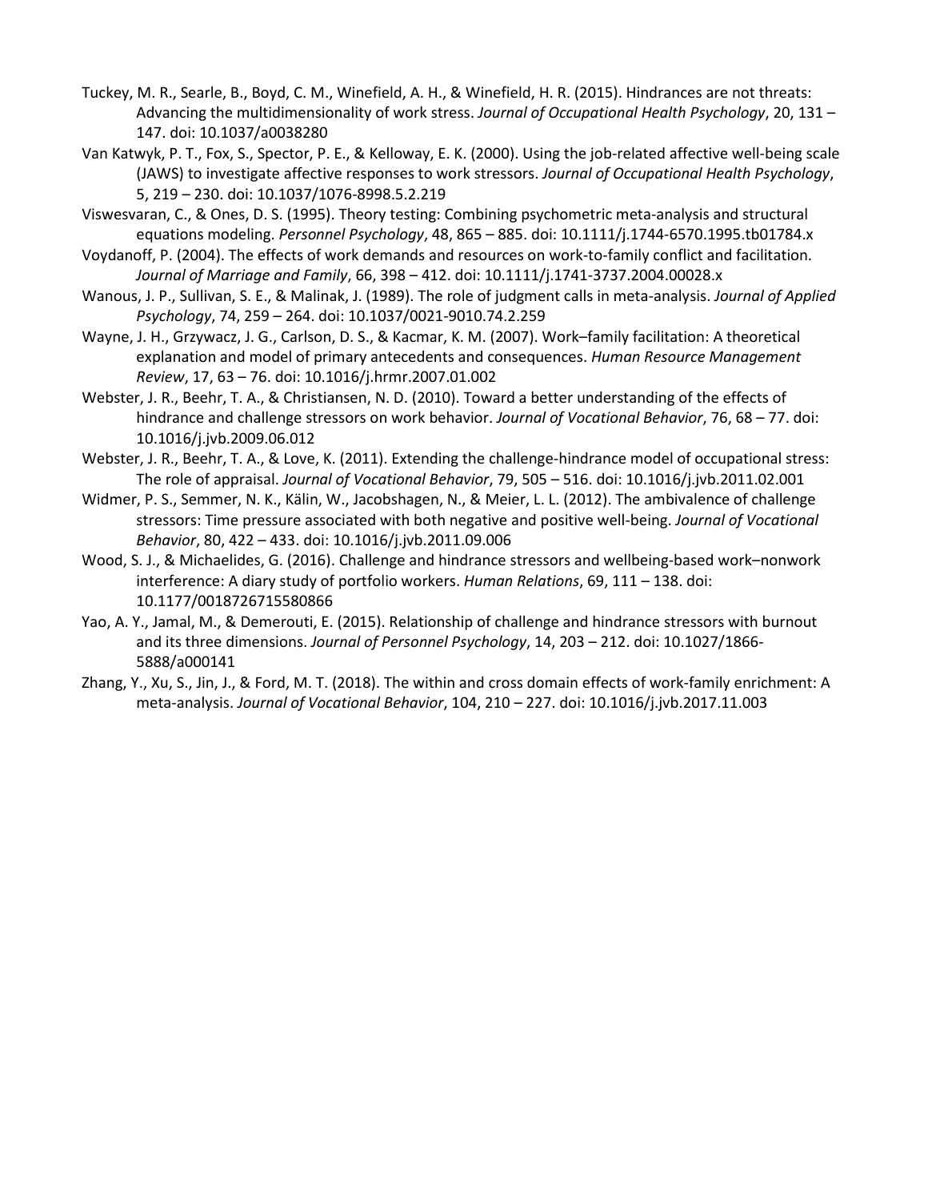Tuckey, M. R., Searle, B., Boyd, C. M., Winefield, A. H., & Winefield, H. R. (2015). Hindrances are not threats: Advancing the multidimensionality of work stress. *Journal of Occupational Health Psychology*, 20, 131 – 147. doi: 10.1037/a0038280

Van Katwyk, P. T., Fox, S., Spector, P. E., & Kelloway, E. K. (2000). Using the job-related affective well-being scale (JAWS) to investigate affective responses to work stressors. *Journal of Occupational Health Psychology*, 5, 219 – 230. doi: 10.1037/1076-8998.5.2.219

Viswesvaran, C., & Ones, D. S. (1995). Theory testing: Combining psychometric meta-analysis and structural equations modeling. *Personnel Psychology*, 48, 865 – 885. doi: 10.1111/j.1744-6570.1995.tb01784.x

Voydanoff, P. (2004). The effects of work demands and resources on work-to-family conflict and facilitation. *Journal of Marriage and Family*, 66, 398 – 412. doi: 10.1111/j.1741-3737.2004.00028.x

Wanous, J. P., Sullivan, S. E., & Malinak, J. (1989). The role of judgment calls in meta-analysis. *Journal of Applied Psychology*, 74, 259 – 264. doi: 10.1037/0021-9010.74.2.259

Wayne, J. H., Grzywacz, J. G., Carlson, D. S., & Kacmar, K. M. (2007). Work–family facilitation: A theoretical explanation and model of primary antecedents and consequences. *Human Resource Management Review*, 17, 63 – 76. doi: 10.1016/j.hrmr.2007.01.002

Webster, J. R., Beehr, T. A., & Christiansen, N. D. (2010). Toward a better understanding of the effects of hindrance and challenge stressors on work behavior. *Journal of Vocational Behavior*, 76, 68 – 77. doi: 10.1016/j.jvb.2009.06.012

Webster, J. R., Beehr, T. A., & Love, K. (2011). Extending the challenge-hindrance model of occupational stress: The role of appraisal. *Journal of Vocational Behavior*, 79, 505 – 516. doi: 10.1016/j.jvb.2011.02.001

Widmer, P. S., Semmer, N. K., Kälin, W., Jacobshagen, N., & Meier, L. L. (2012). The ambivalence of challenge stressors: Time pressure associated with both negative and positive well-being. *Journal of Vocational Behavior*, 80, 422 – 433. doi: 10.1016/j.jvb.2011.09.006

Wood, S. J., & Michaelides, G. (2016). Challenge and hindrance stressors and wellbeing-based work–nonwork interference: A diary study of portfolio workers. *Human Relations*, 69, 111 – 138. doi: 10.1177/0018726715580866

Yao, A. Y., Jamal, M., & Demerouti, E. (2015). Relationship of challenge and hindrance stressors with burnout and its three dimensions. *Journal of Personnel Psychology*, 14, 203 – 212. doi: 10.1027/1866-5888/a000141

Zhang, Y., Xu, S., Jin, J., & Ford, M. T. (2018). The within and cross domain effects of work-family enrichment: A meta-analysis. *Journal of Vocational Behavior*, 104, 210 – 227. doi: 10.1016/j.jvb.2017.11.003